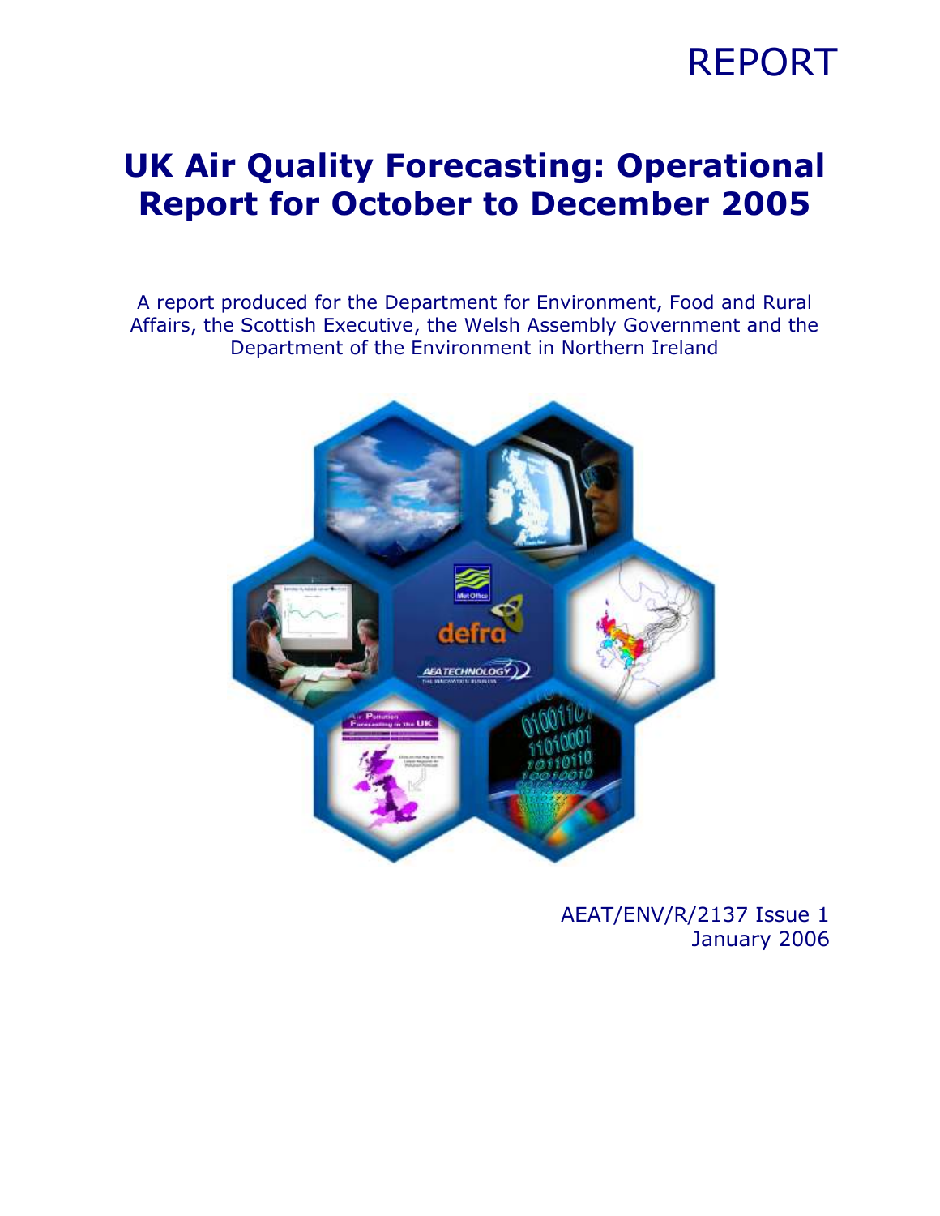REPORT

# UK Air Quality Forecasting: Operational Report for October to December 2005

A report produced for the Department for Environment, Food and Rural Affairs, the Scottish Executive, the Welsh Assembly Government and the Department of the Environment in Northern Ireland

AEAT/ENV/R/2137 Issue 1
January 2006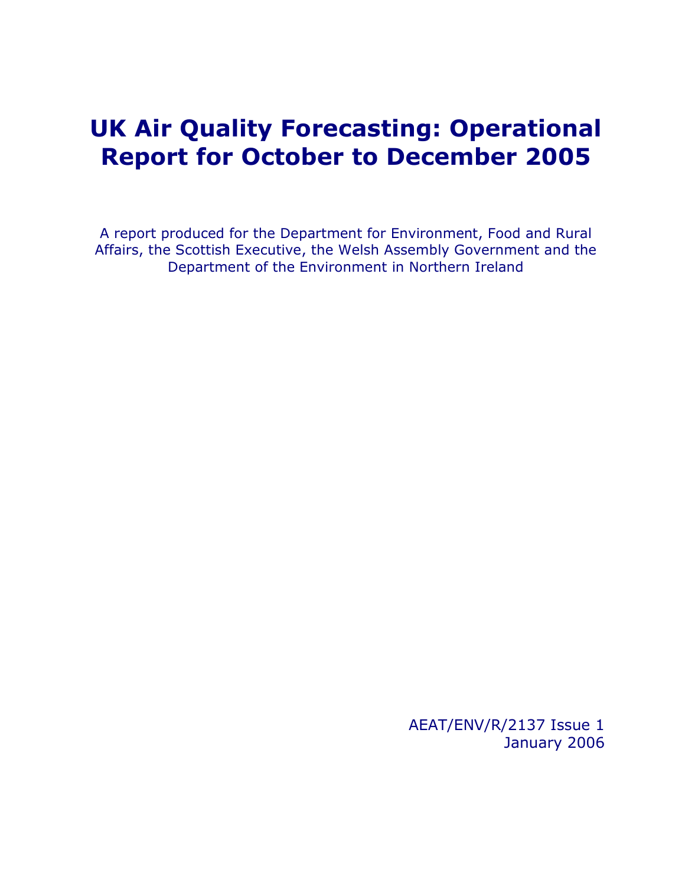# UK Air Quality Forecasting: Operational Report for October to December 2005

A report produced for the Department for Environment, Food and Rural Affairs, the Scottish Executive, the Welsh Assembly Government and the Department of the Environment in Northern Ireland

AEAT/ENV/R/2137 Issue 1
January 2006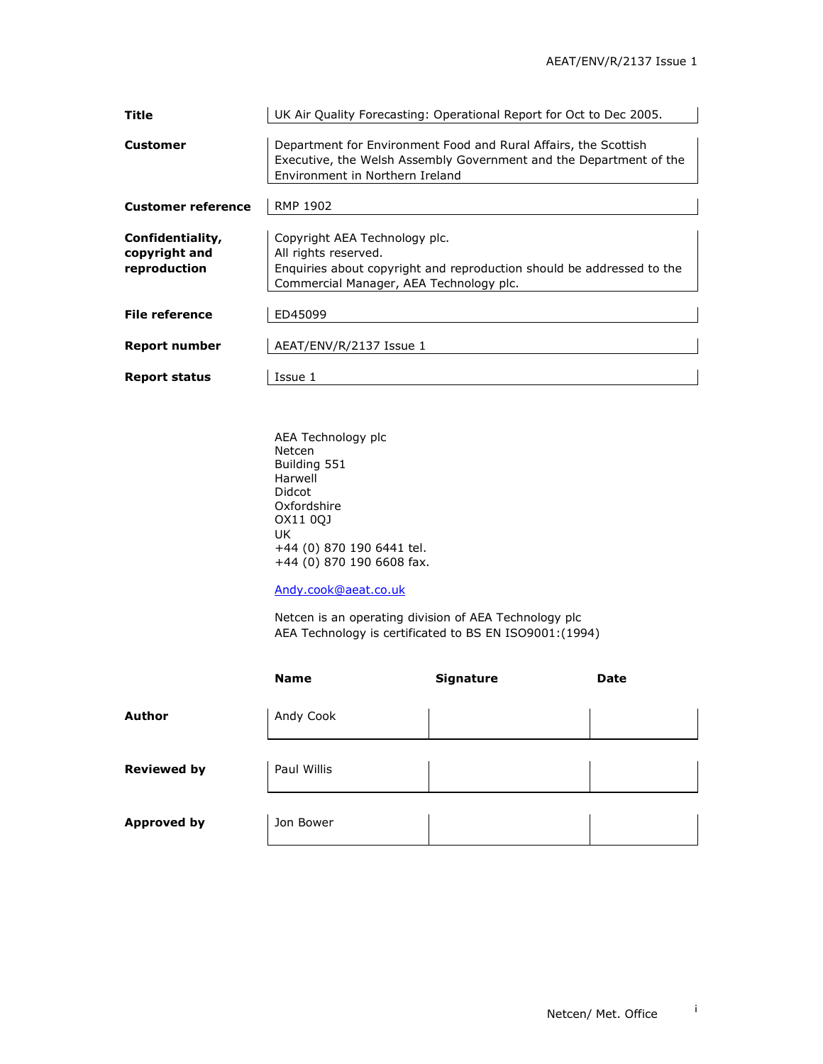| | |
|---|---|
| **Title** | UK Air Quality Forecasting: Operational Report for Oct to Dec 2005. |
| **Customer** | Department for Environment Food and Rural Affairs, the Scottish Executive, the Welsh Assembly Government and the Department of the Environment in Northern Ireland |
| **Customer reference** | RMP 1902 |
| **Confidentiality, copyright and reproduction** | Copyright AEA Technology plc.<br>All rights reserved.<br>Enquiries about copyright and reproduction should be addressed to the Commercial Manager, AEA Technology plc. |
| **File reference** | ED45099 |
| **Report number** | AEAT/ENV/R/2137 Issue 1 |
| **Report status** | Issue 1 |

AEA Technology plc
Netcen
Building 551
Harwell
Didcot
Oxfordshire
OX11 0QJ
UK
+44 (0) 870 190 6441 tel.
+44 (0) 870 190 6608 fax.

Andy.cook@aeat.co.uk

Netcen is an operating division of AEA Technology plc
AEA Technology is certificated to BS EN ISO9001:(1994)

| | Name | Signature | Date |
|---|---|---|---|
| **Author** | Andy Cook | | |
| **Reviewed by** | Paul Willis | | |
| **Approved by** | Jon Bower | | |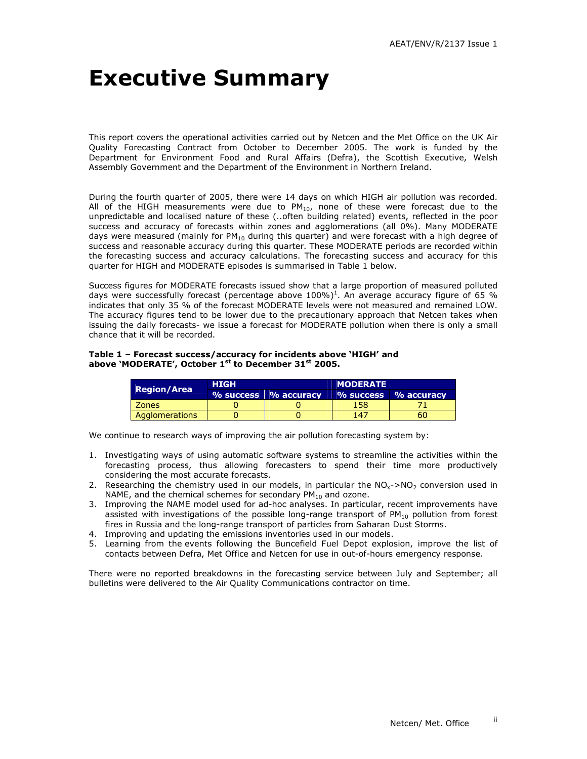# Executive Summary

This report covers the operational activities carried out by Netcen and the Met Office on the UK Air Quality Forecasting Contract from October to December 2005. The work is funded by the Department for Environment Food and Rural Affairs (Defra), the Scottish Executive, Welsh Assembly Government and the Department of the Environment in Northern Ireland.

During the fourth quarter of 2005, there were 14 days on which HIGH air pollution was recorded. All of the HIGH measurements were due to $PM_{10}$, none of these were forecast due to the unpredictable and localised nature of these (..often building related) events, reflected in the poor success and accuracy of forecasts within zones and agglomerations (all 0%). Many MODERATE days were measured (mainly for $PM_{10}$ during this quarter) and were forecast with a high degree of success and reasonable accuracy during this quarter. These MODERATE periods are recorded within the forecasting success and accuracy calculations. The forecasting success and accuracy for this quarter for HIGH and MODERATE episodes is summarised in Table 1 below.

Success figures for MODERATE forecasts issued show that a large proportion of measured polluted days were successfully forecast (percentage above 100%)[1]. An average accuracy figure of 65 % indicates that only 35 % of the forecast MODERATE levels were not measured and remained LOW. The accuracy figures tend to be lower due to the precautionary approach that Netcen takes when issuing the daily forecasts- we issue a forecast for MODERATE pollution when there is only a small chance that it will be recorded.

**Table 1 – Forecast success/accuracy for incidents above 'HIGH' and above 'MODERATE', October 1st to December 31st 2005.**

| Region/Area | HIGH | | MODERATE | |
|---|---|---|---|---|
| | % success | % accuracy | % success | % accuracy |
| Zones | 0 | 0 | 158 | 71 |
| Agglomerations | 0 | 0 | 147 | 60 |

We continue to research ways of improving the air pollution forecasting system by:

1. Investigating ways of using automatic software systems to streamline the activities within the forecasting process, thus allowing forecasters to spend their time more productively considering the most accurate forecasts.
2. Researching the chemistry used in our models, in particular the $NO_x$->$NO_2$ conversion used in NAME, and the chemical schemes for secondary $PM_{10}$ and ozone.
3. Improving the NAME model used for ad-hoc analyses. In particular, recent improvements have assisted with investigations of the possible long-range transport of $PM_{10}$ pollution from forest fires in Russia and the long-range transport of particles from Saharan Dust Storms.
4. Improving and updating the emissions inventories used in our models.
5. Learning from the events following the Buncefield Fuel Depot explosion, improve the list of contacts between Defra, Met Office and Netcen for use in out-of-hours emergency response.

There were no reported breakdowns in the forecasting service between July and September; all bulletins were delivered to the Air Quality Communications contractor on time.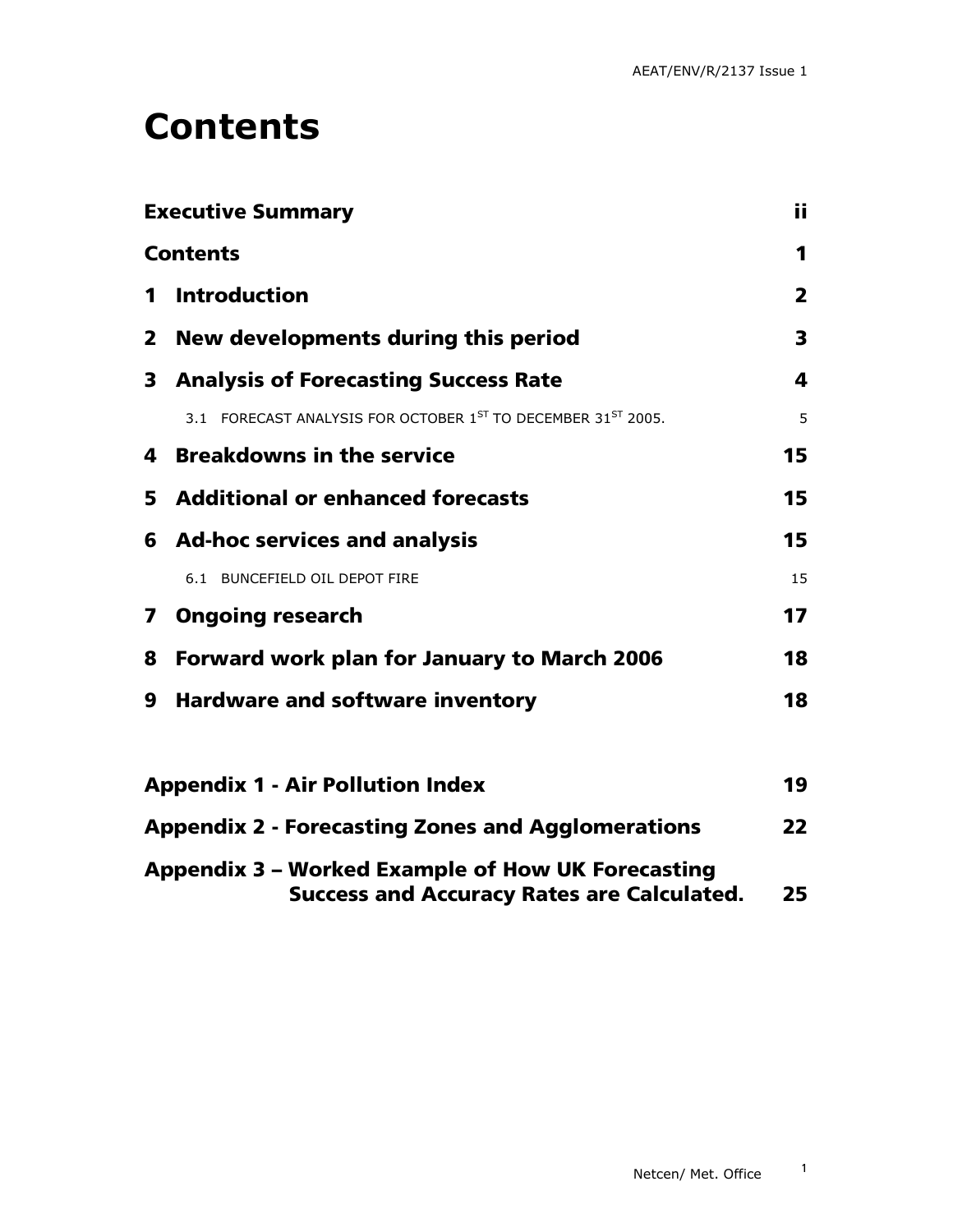# Contents

| | |
|---|---|
| **Executive Summary** | **ii** |
| **Contents** | **1** |
| **1 Introduction** | **2** |
| **2 New developments during this period** | **3** |
| **3 Analysis of Forecasting Success Rate** | **4** |
| 3.1 FORECAST ANALYSIS FOR OCTOBER 1ST TO DECEMBER 31ST 2005. | 5 |
| **4 Breakdowns in the service** | **15** |
| **5 Additional or enhanced forecasts** | **15** |
| **6 Ad-hoc services and analysis** | **15** |
| 6.1 BUNCEFIELD OIL DEPOT FIRE | 15 |
| **7 Ongoing research** | **17** |
| **8 Forward work plan for January to March 2006** | **18** |
| **9 Hardware and software inventory** | **18** |
| **Appendix 1 - Air Pollution Index** | **19** |
| **Appendix 2 - Forecasting Zones and Agglomerations** | **22** |
| **Appendix 3 – Worked Example of How UK Forecasting Success and Accuracy Rates are Calculated.** | **25** |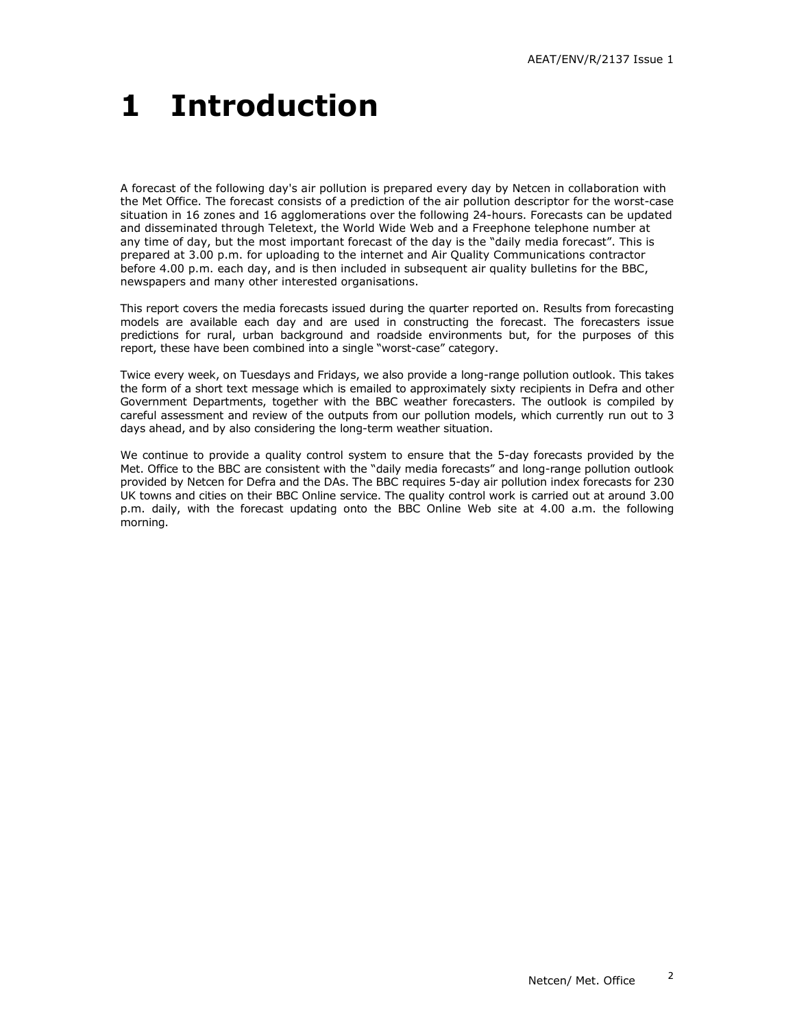# 1 Introduction

A forecast of the following day's air pollution is prepared every day by Netcen in collaboration with the Met Office. The forecast consists of a prediction of the air pollution descriptor for the worst-case situation in 16 zones and 16 agglomerations over the following 24-hours. Forecasts can be updated and disseminated through Teletext, the World Wide Web and a Freephone telephone number at any time of day, but the most important forecast of the day is the "daily media forecast". This is prepared at 3.00 p.m. for uploading to the internet and Air Quality Communications contractor before 4.00 p.m. each day, and is then included in subsequent air quality bulletins for the BBC, newspapers and many other interested organisations.

This report covers the media forecasts issued during the quarter reported on. Results from forecasting models are available each day and are used in constructing the forecast. The forecasters issue predictions for rural, urban background and roadside environments but, for the purposes of this report, these have been combined into a single "worst-case" category.

Twice every week, on Tuesdays and Fridays, we also provide a long-range pollution outlook. This takes the form of a short text message which is emailed to approximately sixty recipients in Defra and other Government Departments, together with the BBC weather forecasters. The outlook is compiled by careful assessment and review of the outputs from our pollution models, which currently run out to 3 days ahead, and by also considering the long-term weather situation.

We continue to provide a quality control system to ensure that the 5-day forecasts provided by the Met. Office to the BBC are consistent with the "daily media forecasts" and long-range pollution outlook provided by Netcen for Defra and the DAs. The BBC requires 5-day air pollution index forecasts for 230 UK towns and cities on their BBC Online service. The quality control work is carried out at around 3.00 p.m. daily, with the forecast updating onto the BBC Online Web site at 4.00 a.m. the following morning.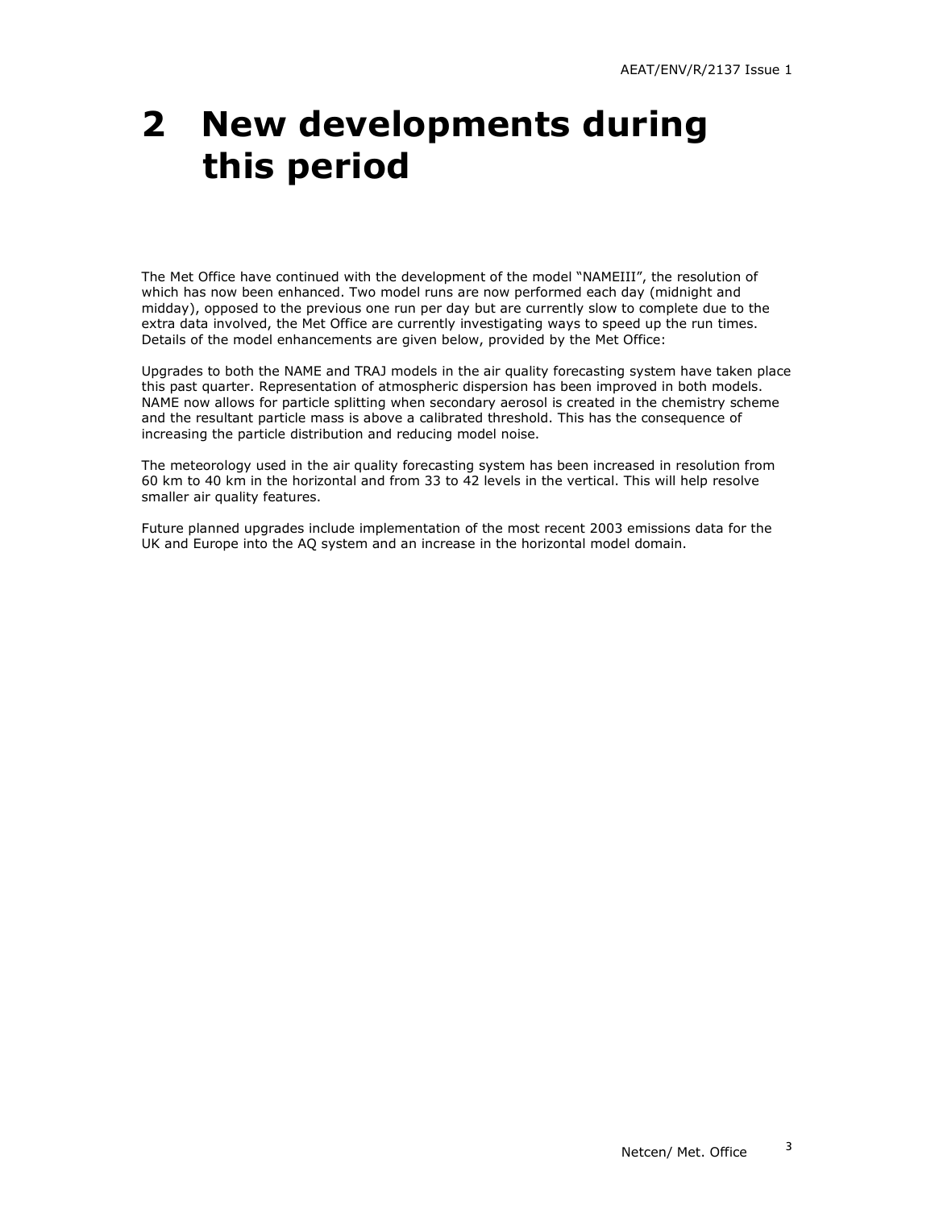# 2 New developments during this period

The Met Office have continued with the development of the model "NAMEIII", the resolution of which has now been enhanced. Two model runs are now performed each day (midnight and midday), opposed to the previous one run per day but are currently slow to complete due to the extra data involved, the Met Office are currently investigating ways to speed up the run times. Details of the model enhancements are given below, provided by the Met Office:

Upgrades to both the NAME and TRAJ models in the air quality forecasting system have taken place this past quarter. Representation of atmospheric dispersion has been improved in both models. NAME now allows for particle splitting when secondary aerosol is created in the chemistry scheme and the resultant particle mass is above a calibrated threshold. This has the consequence of increasing the particle distribution and reducing model noise.

The meteorology used in the air quality forecasting system has been increased in resolution from 60 km to 40 km in the horizontal and from 33 to 42 levels in the vertical. This will help resolve smaller air quality features.

Future planned upgrades include implementation of the most recent 2003 emissions data for the UK and Europe into the AQ system and an increase in the horizontal model domain.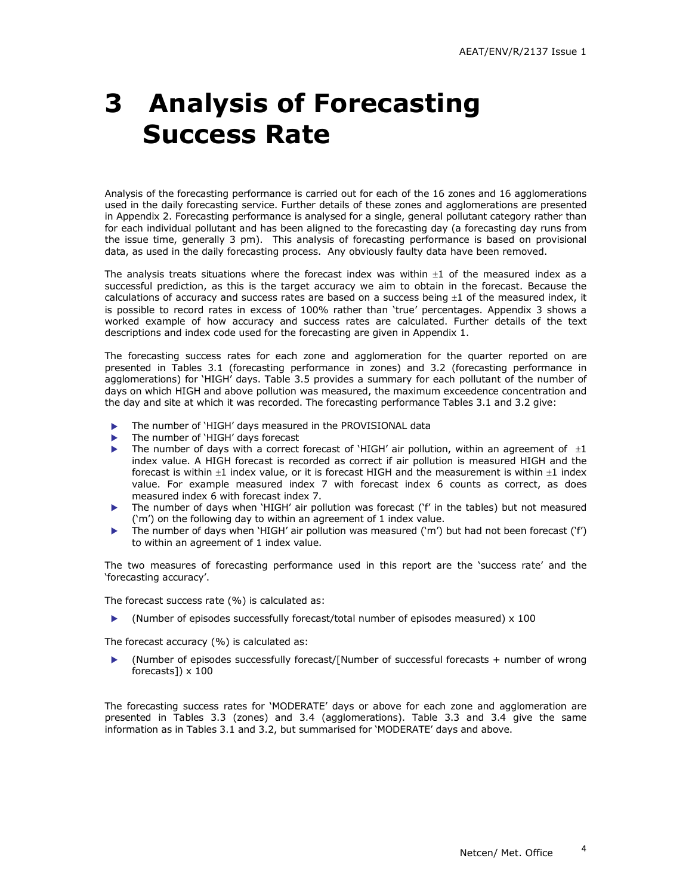# 3 Analysis of Forecasting Success Rate

Analysis of the forecasting performance is carried out for each of the 16 zones and 16 agglomerations used in the daily forecasting service. Further details of these zones and agglomerations are presented in Appendix 2. Forecasting performance is analysed for a single, general pollutant category rather than for each individual pollutant and has been aligned to the forecasting day (a forecasting day runs from the issue time, generally 3 pm). This analysis of forecasting performance is based on provisional data, as used in the daily forecasting process. Any obviously faulty data have been removed.

The analysis treats situations where the forecast index was within ±1 of the measured index as a successful prediction, as this is the target accuracy we aim to obtain in the forecast. Because the calculations of accuracy and success rates are based on a success being ±1 of the measured index, it is possible to record rates in excess of 100% rather than 'true' percentages. Appendix 3 shows a worked example of how accuracy and success rates are calculated. Further details of the text descriptions and index code used for the forecasting are given in Appendix 1.

The forecasting success rates for each zone and agglomeration for the quarter reported on are presented in Tables 3.1 (forecasting performance in zones) and 3.2 (forecasting performance in agglomerations) for 'HIGH' days. Table 3.5 provides a summary for each pollutant of the number of days on which HIGH and above pollution was measured, the maximum exceedence concentration and the day and site at which it was recorded. The forecasting performance Tables 3.1 and 3.2 give:

- The number of 'HIGH' days measured in the PROVISIONAL data
- The number of 'HIGH' days forecast
- The number of days with a correct forecast of 'HIGH' air pollution, within an agreement of ±1 index value. A HIGH forecast is recorded as correct if air pollution is measured HIGH and the forecast is within ±1 index value, or it is forecast HIGH and the measurement is within ±1 index value. For example measured index 7 with forecast index 6 counts as correct, as does measured index 6 with forecast index 7.
- The number of days when 'HIGH' air pollution was forecast ('f' in the tables) but not measured ('m') on the following day to within an agreement of 1 index value.
- The number of days when 'HIGH' air pollution was measured ('m') but had not been forecast ('f') to within an agreement of 1 index value.

The two measures of forecasting performance used in this report are the 'success rate' and the 'forecasting accuracy'.

The forecast success rate (%) is calculated as:

- (Number of episodes successfully forecast/total number of episodes measured) x 100

The forecast accuracy (%) is calculated as:

- (Number of episodes successfully forecast/[Number of successful forecasts + number of wrong forecasts]) x 100

The forecasting success rates for 'MODERATE' days or above for each zone and agglomeration are presented in Tables 3.3 (zones) and 3.4 (agglomerations). Table 3.3 and 3.4 give the same information as in Tables 3.1 and 3.2, but summarised for 'MODERATE' days and above.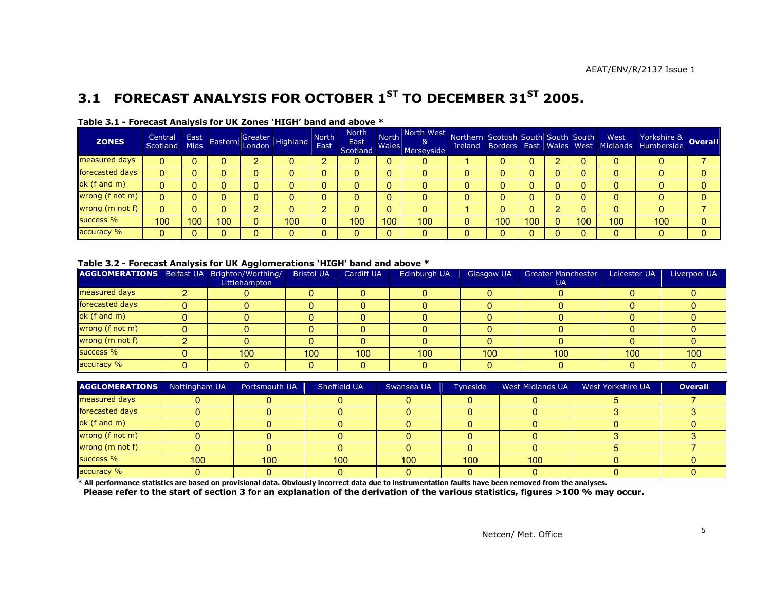## 3.1 FORECAST ANALYSIS FOR OCTOBER 1$^{ST}$ TO DECEMBER 31$^{ST}$ 2005.

**Table 3.1 - Forecast Analysis for UK Zones 'HIGH' band and above ***

| ZONES | Central Scotland | East Mids | Eastern | Greater London | Highland | North East | North East Scotland | North Wales | North West & Merseyside | Northern Ireland | Scottish Borders | South East | South Wales | South West | West Midlands | Yorkshire & Humberside | Overall |
|---|---|---|---|---|---|---|---|---|---|---|---|---|---|---|---|---|---|
| measured days | 0 | 0 | 0 | 2 | 0 | 2 | 0 | 0 | 0 | 1 | 0 | 0 | 2 | 0 | 0 | 0 | 7 |
| forecasted days | 0 | 0 | 0 | 0 | 0 | 0 | 0 | 0 | 0 | 0 | 0 | 0 | 0 | 0 | 0 | 0 | 0 |
| ok (f and m) | 0 | 0 | 0 | 0 | 0 | 0 | 0 | 0 | 0 | 0 | 0 | 0 | 0 | 0 | 0 | 0 | 0 |
| wrong (f not m) | 0 | 0 | 0 | 0 | 0 | 0 | 0 | 0 | 0 | 0 | 0 | 0 | 0 | 0 | 0 | 0 | 0 |
| wrong (m not f) | 0 | 0 | 0 | 2 | 0 | 2 | 0 | 0 | 0 | 1 | 0 | 0 | 2 | 0 | 0 | 0 | 7 |
| success % | 100 | 100 | 100 | 0 | 100 | 0 | 100 | 100 | 100 | 0 | 100 | 100 | 0 | 100 | 100 | 100 | 0 |
| accuracy % | 0 | 0 | 0 | 0 | 0 | 0 | 0 | 0 | 0 | 0 | 0 | 0 | 0 | 0 | 0 | 0 | 0 |

**Table 3.2 - Forecast Analysis for UK Agglomerations 'HIGH' band and above ***

| AGGLOMERATIONS | Belfast UA | Brighton/Worthing/ Littlehampton | Bristol UA | Cardiff UA | Edinburgh UA | Glasgow UA | Greater Manchester UA | Leicester UA | Liverpool UA |
|---|---|---|---|---|---|---|---|---|---|
| measured days | 2 | 0 | 0 | 0 | 0 | 0 | 0 | 0 | 0 |
| forecasted days | 0 | 0 | 0 | 0 | 0 | 0 | 0 | 0 | 0 |
| ok (f and m) | 0 | 0 | 0 | 0 | 0 | 0 | 0 | 0 | 0 |
| wrong (f not m) | 0 | 0 | 0 | 0 | 0 | 0 | 0 | 0 | 0 |
| wrong (m not f) | 2 | 0 | 0 | 0 | 0 | 0 | 0 | 0 | 0 |
| success % | 0 | 100 | 100 | 100 | 100 | 100 | 100 | 100 | 100 |
| accuracy % | 0 | 0 | 0 | 0 | 0 | 0 | 0 | 0 | 0 |

| AGGLOMERATIONS | Nottingham UA | Portsmouth UA | Sheffield UA | Swansea UA | Tyneside | West Midlands UA | West Yorkshire UA | Overall |
|---|---|---|---|---|---|---|---|---|
| measured days | 0 | 0 | 0 | 0 | 0 | 0 | 5 | 7 |
| forecasted days | 0 | 0 | 0 | 0 | 0 | 0 | 3 | 3 |
| ok (f and m) | 0 | 0 | 0 | 0 | 0 | 0 | 0 | 0 |
| wrong (f not m) | 0 | 0 | 0 | 0 | 0 | 0 | 3 | 3 |
| wrong (m not f) | 0 | 0 | 0 | 0 | 0 | 0 | 5 | 7 |
| success % | 100 | 100 | 100 | 100 | 100 | 100 | 0 | 0 |
| accuracy % | 0 | 0 | 0 | 0 | 0 | 0 | 0 | 0 |

**\* All performance statistics are based on provisional data. Obviously incorrect data due to instrumentation faults have been removed from the analyses.**
**Please refer to the start of section 3 for an explanation of the derivation of the various statistics, figures >100 % may occur.**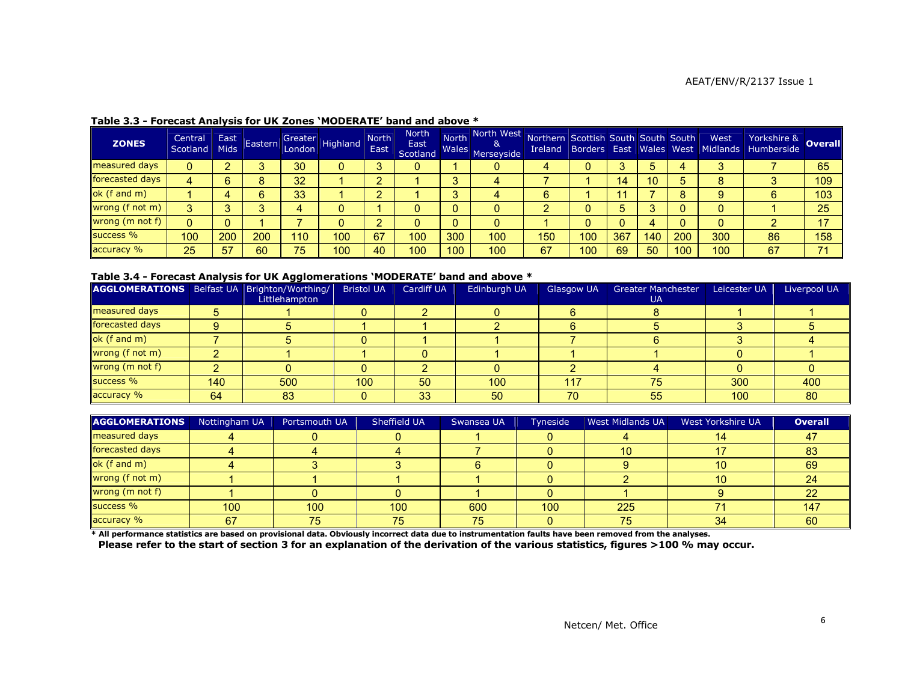**Table 3.3 - Forecast Analysis for UK Zones 'MODERATE' band and above ***

| ZONES | Central Scotland | East Mids | Eastern | Greater London | Highland | North East | North East Scotland | North Wales | North West & Merseyside | Northern Ireland | Scottish Borders | South East | South Wales | South West | West Midlands | Yorkshire & Humberside | Overall |
|---|---|---|---|---|---|---|---|---|---|---|---|---|---|---|---|---|---|
| measured days | 0 | 2 | 3 | 30 | 0 | 3 | 0 | 1 | 0 | 4 | 0 | 3 | 5 | 4 | 3 | 7 | 65 |
| forecasted days | 4 | 6 | 8 | 32 | 1 | 2 | 1 | 3 | 4 | 7 | 1 | 14 | 10 | 5 | 8 | 3 | 109 |
| ok (f and m) | 1 | 4 | 6 | 33 | 1 | 2 | 1 | 3 | 4 | 6 | 1 | 11 | 7 | 8 | 9 | 6 | 103 |
| wrong (f not m) | 3 | 3 | 3 | 4 | 0 | 1 | 0 | 0 | 0 | 2 | 0 | 5 | 3 | 0 | 0 | 1 | 25 |
| wrong (m not f) | 0 | 0 | 1 | 7 | 0 | 2 | 0 | 0 | 0 | 1 | 0 | 0 | 4 | 0 | 0 | 2 | 17 |
| success % | 100 | 200 | 200 | 110 | 100 | 67 | 100 | 300 | 100 | 150 | 100 | 367 | 140 | 200 | 300 | 86 | 158 |
| accuracy % | 25 | 57 | 60 | 75 | 100 | 40 | 100 | 100 | 100 | 67 | 100 | 69 | 50 | 100 | 100 | 67 | 71 |

**Table 3.4 - Forecast Analysis for UK Agglomerations 'MODERATE' band and above ***

| AGGLOMERATIONS | Belfast UA | Brighton/Worthing/ Littlehampton | Bristol UA | Cardiff UA | Edinburgh UA | Glasgow UA | Greater Manchester UA | Leicester UA | Liverpool UA |
|---|---|---|---|---|---|---|---|---|---|
| measured days | 5 | 1 | 0 | 2 | 0 | 6 | 8 | 1 | 1 |
| forecasted days | 9 | 5 | 1 | 1 | 2 | 6 | 5 | 3 | 5 |
| ok (f and m) | 7 | 5 | 0 | 1 | 1 | 7 | 6 | 3 | 4 |
| wrong (f not m) | 2 | 1 | 1 | 0 | 1 | 1 | 1 | 0 | 1 |
| wrong (m not f) | 2 | 0 | 0 | 2 | 0 | 2 | 4 | 0 | 0 |
| success % | 140 | 500 | 100 | 50 | 100 | 117 | 75 | 300 | 400 |
| accuracy % | 64 | 83 | 0 | 33 | 50 | 70 | 55 | 100 | 80 |

| AGGLOMERATIONS | Nottingham UA | Portsmouth UA | Sheffield UA | Swansea UA | Tyneside | West Midlands UA | West Yorkshire UA | Overall |
|---|---|---|---|---|---|---|---|---|
| measured days | 4 | 0 | 0 | 1 | 0 | 4 | 14 | 47 |
| forecasted days | 4 | 4 | 4 | 7 | 0 | 10 | 17 | 83 |
| ok (f and m) | 4 | 3 | 3 | 6 | 0 | 9 | 10 | 69 |
| wrong (f not m) | 1 | 1 | 1 | 1 | 0 | 2 | 10 | 24 |
| wrong (m not f) | 1 | 0 | 0 | 1 | 0 | 1 | 9 | 22 |
| success % | 100 | 100 | 100 | 600 | 100 | 225 | 71 | 147 |
| accuracy % | 67 | 75 | 75 | 75 | 0 | 75 | 34 | 60 |

*** All performance statistics are based on provisional data. Obviously incorrect data due to instrumentation faults have been removed from the analyses.**
**Please refer to the start of section 3 for an explanation of the derivation of the various statistics, figures >100 % may occur.**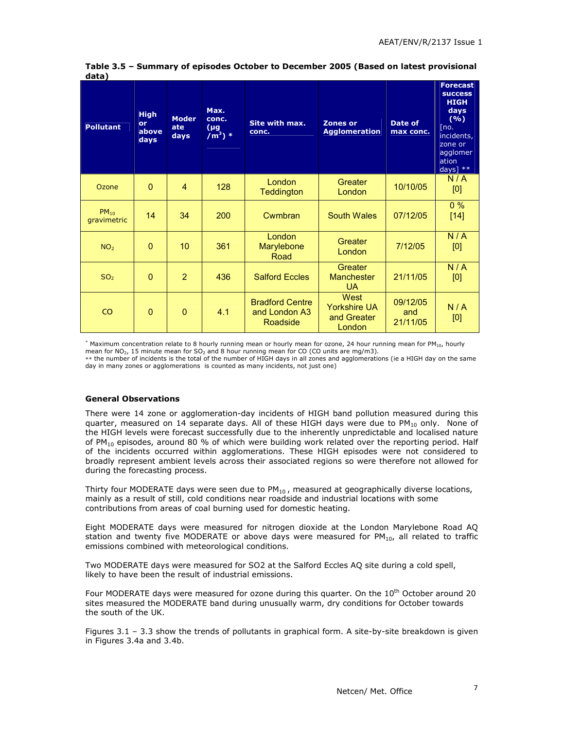**Table 3.5 – Summary of episodes October to December 2005 (Based on latest provisional data)**

| Pollutant | High or above days | Moderate days | Max. conc. (µg /m³) * | Site with max. conc. | Zones or Agglomeration | Date of max conc. | Forecast success HIGH days (%) [no. incidents, zone or agglomeration days] ** |
|---|---|---|---|---|---|---|---|
| Ozone | 0 | 4 | 128 | London Teddington | Greater London | 10/10/05 | N / A [0] |
| $PM_{10}$ gravimetric | 14 | 34 | 200 | Cwmbran | South Wales | 07/12/05 | 0 % [14] |
| $NO_2$ | 0 | 10 | 361 | London Marylebone Road | Greater London | 7/12/05 | N / A [0] |
| $SO_2$ | 0 | 2 | 436 | Salford Eccles | Greater Manchester UA | 21/11/05 | N / A [0] |
| CO | 0 | 0 | 4.1 | Bradford Centre and London A3 Roadside | West Yorkshire UA and Greater London | 09/12/05 and 21/11/05 | N / A [0] |

\* Maximum concentration relate to 8 hourly running mean or hourly mean for ozone, 24 hour running mean for $PM_{10}$, hourly mean for $NO_2$, 15 minute mean for $SO_2$ and 8 hour running mean for CO (CO units are mg/m3).
\*\* the number of incidents is the total of the number of HIGH days in all zones and agglomerations (ie a HIGH day on the same day in many zones or agglomerations is counted as many incidents, not just one)

**General Observations**

There were 14 zone or agglomeration-day incidents of HIGH band pollution measured during this quarter, measured on 14 separate days. All of these HIGH days were due to $PM_{10}$ only. None of the HIGH levels were forecast successfully due to the inherently unpredictable and localised nature of $PM_{10}$ episodes, around 80 % of which were building work related over the reporting period. Half of the incidents occurred within agglomerations. These HIGH episodes were not considered to broadly represent ambient levels across their associated regions so were therefore not allowed for during the forecasting process.

Thirty four MODERATE days were seen due to $PM_{10}$, measured at geographically diverse locations, mainly as a result of still, cold conditions near roadside and industrial locations with some contributions from areas of coal burning used for domestic heating.

Eight MODERATE days were measured for nitrogen dioxide at the London Marylebone Road AQ station and twenty five MODERATE or above days were measured for $PM_{10}$, all related to traffic emissions combined with meteorological conditions.

Two MODERATE days were measured for SO2 at the Salford Eccles AQ site during a cold spell, likely to have been the result of industrial emissions.

Four MODERATE days were measured for ozone during this quarter. On the 10th October around 20 sites measured the MODERATE band during unusually warm, dry conditions for October towards the south of the UK.

Figures 3.1 – 3.3 show the trends of pollutants in graphical form. A site-by-site breakdown is given in Figures 3.4a and 3.4b.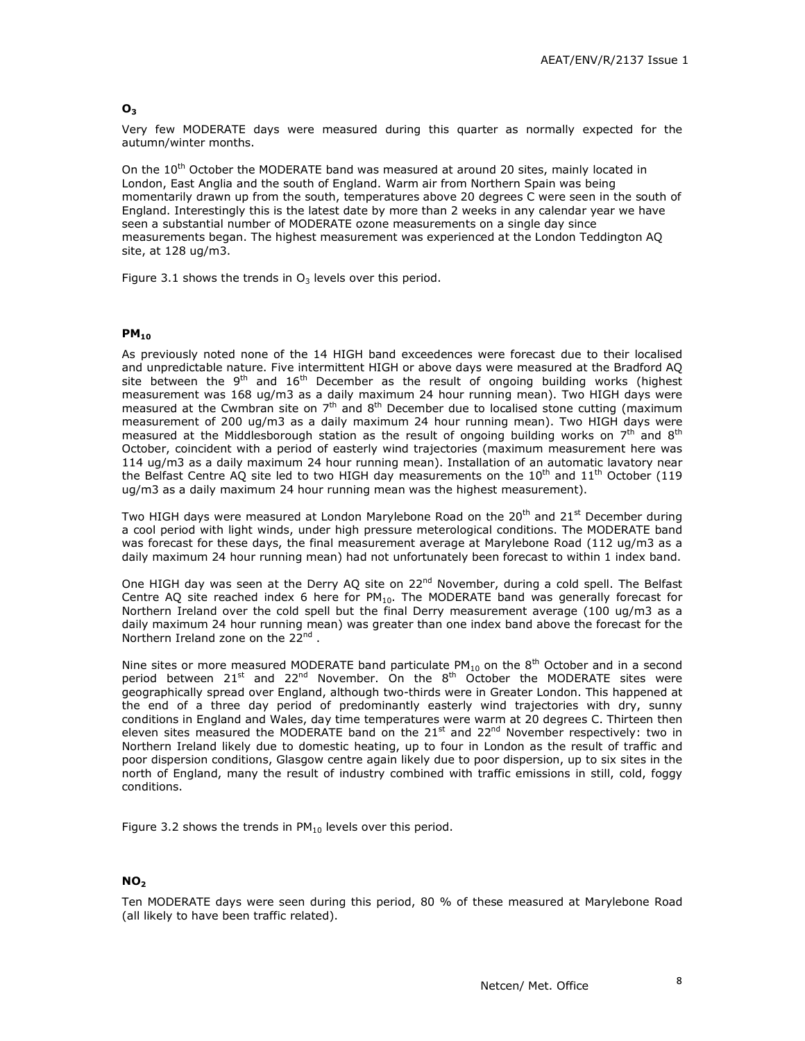### $O_3$

Very few MODERATE days were measured during this quarter as normally expected for the autumn/winter months.

On the 10th October the MODERATE band was measured at around 20 sites, mainly located in London, East Anglia and the south of England. Warm air from Northern Spain was being momentarily drawn up from the south, temperatures above 20 degrees C were seen in the south of England. Interestingly this is the latest date by more than 2 weeks in any calendar year we have seen a substantial number of MODERATE ozone measurements on a single day since measurements began. The highest measurement was experienced at the London Teddington AQ site, at 128 ug/m3.

Figure 3.1 shows the trends in $O_3$ levels over this period.

### $PM_{10}$

As previously noted none of the 14 HIGH band exceedences were forecast due to their localised and unpredictable nature. Five intermittent HIGH or above days were measured at the Bradford AQ site between the 9th and 16th December as the result of ongoing building works (highest measurement was 168 ug/m3 as a daily maximum 24 hour running mean). Two HIGH days were measured at the Cwmbran site on 7th and 8th December due to localised stone cutting (maximum measurement of 200 ug/m3 as a daily maximum 24 hour running mean). Two HIGH days were measured at the Middlesborough station as the result of ongoing building works on 7th and 8th October, coincident with a period of easterly wind trajectories (maximum measurement here was 114 ug/m3 as a daily maximum 24 hour running mean). Installation of an automatic lavatory near the Belfast Centre AQ site led to two HIGH day measurements on the 10th and 11th October (119 ug/m3 as a daily maximum 24 hour running mean was the highest measurement).

Two HIGH days were measured at London Marylebone Road on the 20th and 21st December during a cool period with light winds, under high pressure meterological conditions. The MODERATE band was forecast for these days, the final measurement average at Marylebone Road (112 ug/m3 as a daily maximum 24 hour running mean) had not unfortunately been forecast to within 1 index band.

One HIGH day was seen at the Derry AQ site on 22nd November, during a cold spell. The Belfast Centre AQ site reached index 6 here for $PM_{10}$. The MODERATE band was generally forecast for Northern Ireland over the cold spell but the final Derry measurement average (100 ug/m3 as a daily maximum 24 hour running mean) was greater than one index band above the forecast for the Northern Ireland zone on the 22nd .

Nine sites or more measured MODERATE band particulate $PM_{10}$ on the 8th October and in a second period between 21st and 22nd November. On the 8th October the MODERATE sites were geographically spread over England, although two-thirds were in Greater London. This happened at the end of a three day period of predominantly easterly wind trajectories with dry, sunny conditions in England and Wales, day time temperatures were warm at 20 degrees C. Thirteen then eleven sites measured the MODERATE band on the 21st and 22nd November respectively: two in Northern Ireland likely due to domestic heating, up to four in London as the result of traffic and poor dispersion conditions, Glasgow centre again likely due to poor dispersion, up to six sites in the north of England, many the result of industry combined with traffic emissions in still, cold, foggy conditions.

Figure 3.2 shows the trends in $PM_{10}$ levels over this period.

### $NO_2$

Ten MODERATE days were seen during this period, 80 % of these measured at Marylebone Road (all likely to have been traffic related).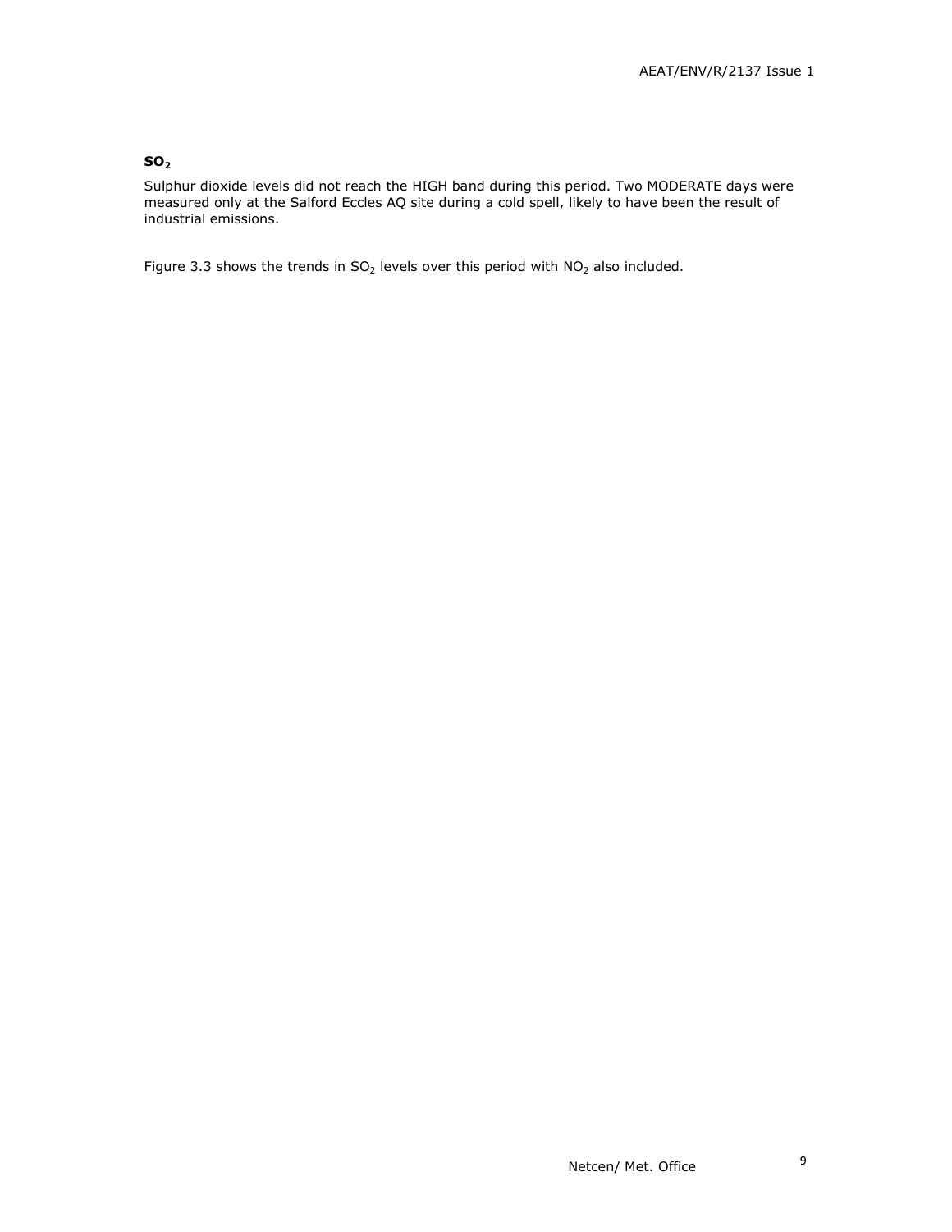### $SO_2$

Sulphur dioxide levels did not reach the HIGH band during this period. Two MODERATE days were measured only at the Salford Eccles AQ site during a cold spell, likely to have been the result of industrial emissions.

Figure 3.3 shows the trends in $SO_2$ levels over this period with $NO_2$ also included.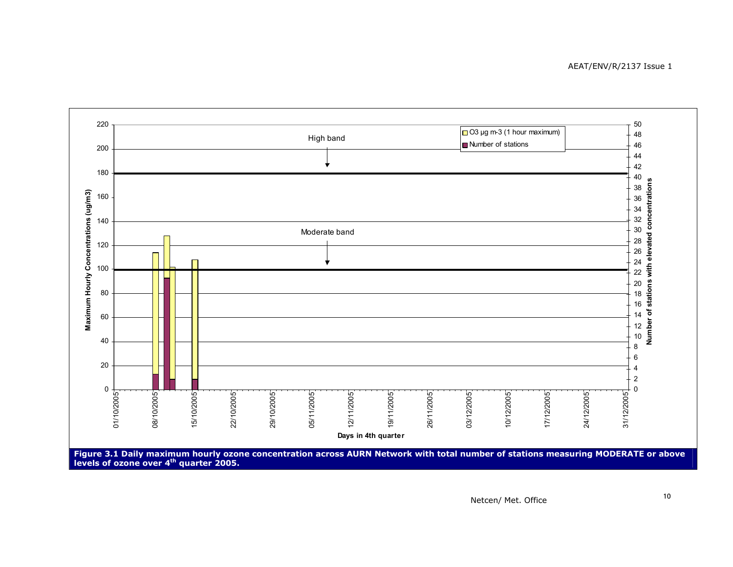**Figure 3.1 Daily maximum hourly ozone concentration across AURN Network with total number of stations measuring MODERATE or above levels of ozone over 4th quarter 2005.**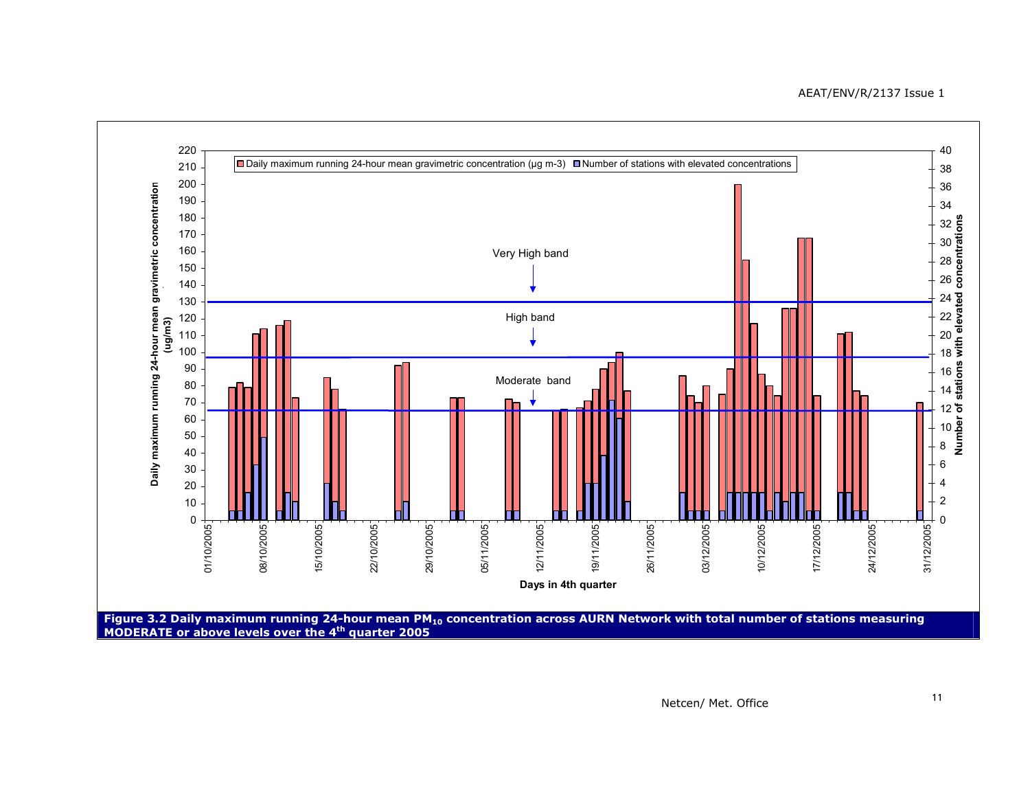Daily maximum running 24-hour mean gravimetric concentration (ug/m3)

Number of stations with elevated concentrations

Daily maximum running 24-hour mean gravimetric concentration (µg m-3)

Number of stations with elevated concentrations

Very High band

High band

Moderate band

Days in 4th quarter

**Figure 3.2 Daily maximum running 24-hour mean $PM_{10}$ concentration across AURN Network with total number of stations measuring MODERATE or above levels over the 4th quarter 2005**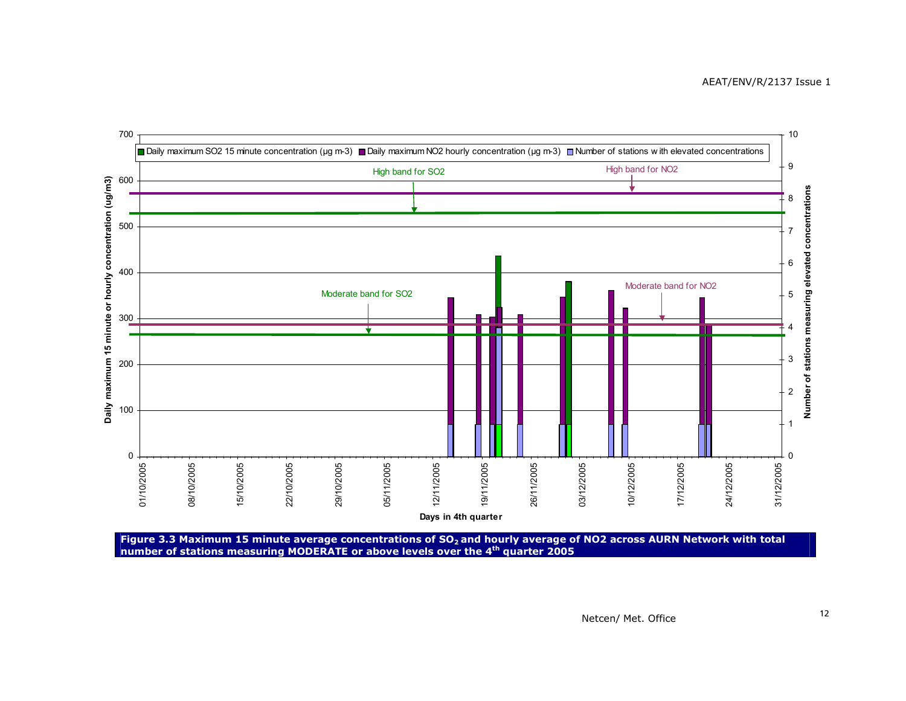**Figure 3.3 Maximum 15 minute average concentrations of $SO_2$ and hourly average of NO2 across AURN Network with total number of stations measuring MODERATE or above levels over the 4th quarter 2005**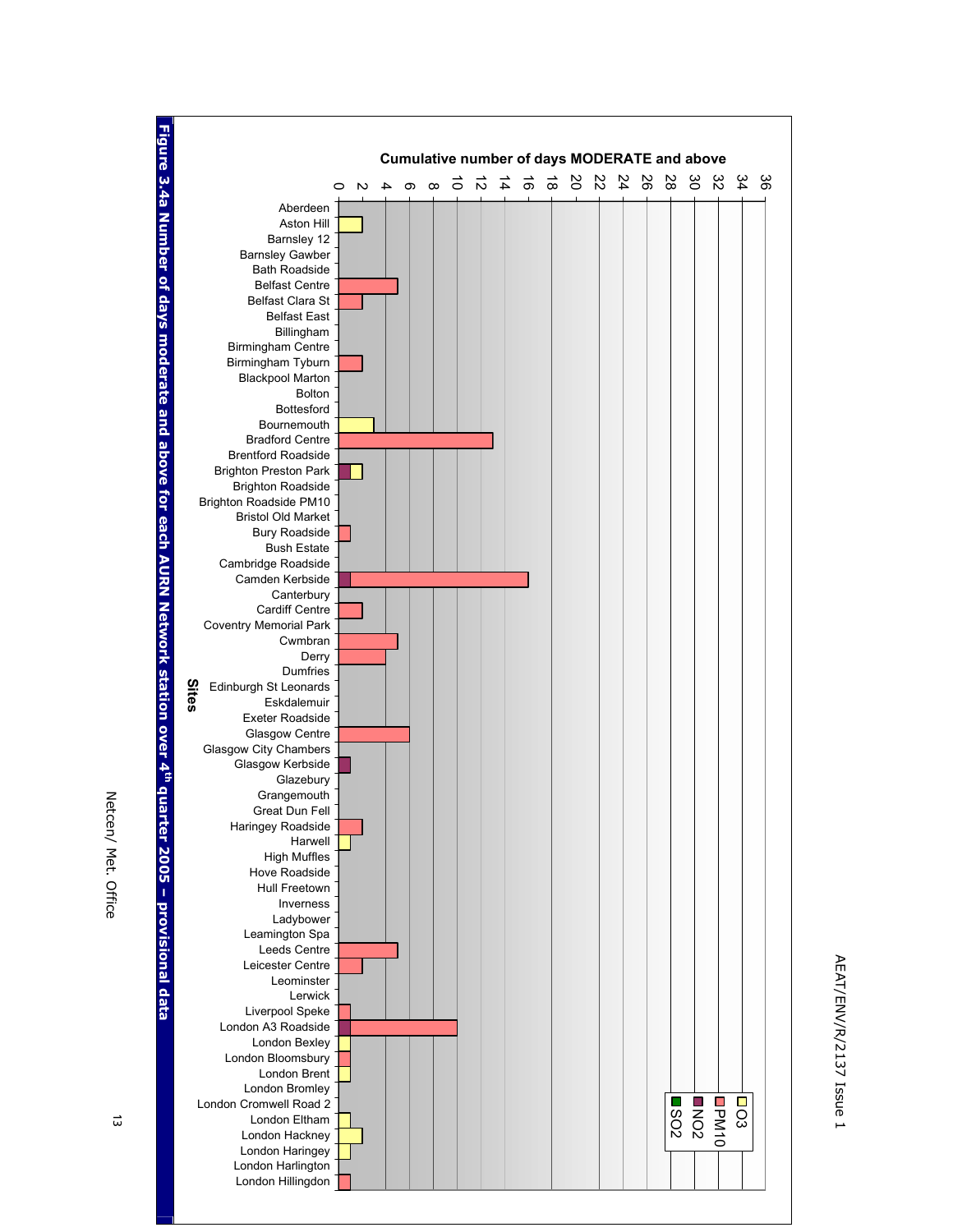**Cumulative number of days MODERATE and above**

| Sites | $SO_2$ | $NO_2$ | PM10 | $O_3$ |
|---|---|---|---|---|
| Aberdeen | | | | |
| Aston Hill | | | | 2 |
| Barnsley 12 | | | | |
| Barnsley Gawber | | | | |
| Bath Roadside | | | | |
| Belfast Centre | | | 5 | |
| Belfast Clara St | | | 2 | |
| Belfast East | | | | |
| Billingham | | | | |
| Birmingham Centre | | | | |
| Birmingham Tyburn | | | 2 | |
| Blackpool Marton | | | | |
| Bolton | | | | |
| Bottesford | | | | |
| Bournemouth | | | | 3 |
| Bradford Centre | | | 13 | |
| Brentford Roadside | | | | |
| Brighton Preston Park | | 1 | | 1 |
| Brighton Roadside | | | | |
| Brighton Roadside PM10 | | | | |
| Bristol Old Market | | | | |
| Bury Roadside | | | 1 | |
| Bush Estate | | | | |
| Cambridge Roadside | | | | |
| Camden Kerbside | | 1 | 15 | |
| Canterbury | | | | |
| Cardiff Centre | | | 2 | |
| Coventry Memorial Park | | | | |
| Cwmbran | | | 5 | |
| Derry | | | 4 | |
| Dumfries | | | | |
| Edinburgh St Leonards | | | | |
| Eskdalemuir | | | | |
| Exeter Roadside | | | | |
| Glasgow Centre | | | 6 | |
| Glasgow City Chambers | | | | |
| Glasgow Kerbside | | 1 | | |
| Glazebury | | | | |
| Grangemouth | | | | |
| Great Dun Fell | | | | |
| Haringey Roadside | | | 2 | |
| Harwell | | | | 1 |
| High Muffles | | | | |
| Hove Roadside | | | | |
| Hull Freetown | | | | |
| Inverness | | | | |
| Ladybower | | | | |
| Leamington Spa | | | | |
| Leeds Centre | | | 5 | |
| Leicester Centre | | | 2 | |
| Leominster | | | | |
| Lerwick | | | | |
| Liverpool Speke | | | 1 | |
| London A3 Roadside | | 1 | 9 | |
| London Bexley | | | | 1 |
| London Bloomsbury | | | 1 | |
| London Brent | | | | 1 |
| London Bromley | | | | |
| London Cromwell Road 2 | | | | |
| London Eltham | | | | 1 |
| London Hackney | | | | 2 |
| London Haringey | | | | 1 |
| London Harlington | | | | |
| London Hillingdon | | | 1 | |

**Figure 3.4a Number of days moderate and above for each AURN Network station over 4th quarter 2005 – provisional data**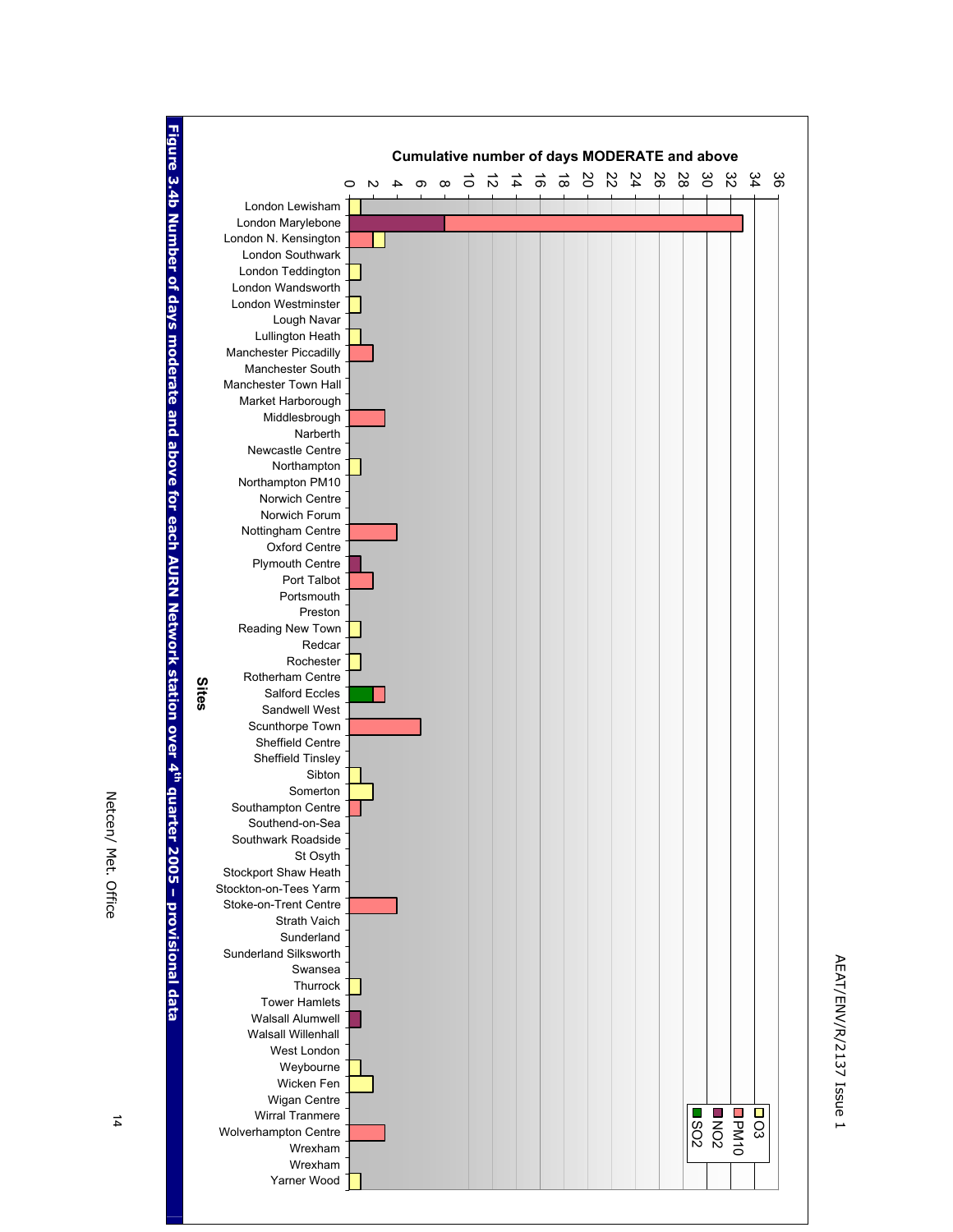**Cumulative number of days MODERATE and above**

| Site | O3 | PM10 | NO2 | SO2 |
|---|---|---|---|---|
| London Lewisham | 1 | | | |
| London Marylebone | | 25 | 8 | |
| London N. Kensington | 1 | 2 | | |
| London Southwark | | | | |
| London Teddington | 1 | | | |
| London Wandsworth | | | | |
| London Westminster | 1 | | | |
| Lough Navar | | | | |
| Lullington Heath | 1 | | | |
| Manchester Piccadilly | | 2 | | |
| Manchester South | | | | |
| Manchester Town Hall | | | | |
| Market Harborough | | | | |
| Middlesbrough | | 3 | | |
| Narberth | | | | |
| Newcastle Centre | | | | |
| Northampton | 1 | | | |
| Northampton PM10 | | | | |
| Norwich Centre | | | | |
| Norwich Forum | | | | |
| Nottingham Centre | | 4 | | |
| Oxford Centre | | | | |
| Plymouth Centre | | | 1 | |
| Port Talbot | | 2 | | |
| Portsmouth | | | | |
| Preston | | | | |
| Reading New Town | 1 | | | |
| Redcar | | | | |
| Rochester | 1 | | | |
| Rotherham Centre | | | | |
| Salford Eccles | | 1 | | 2 |
| Sandwell West | | | | |
| Scunthorpe Town | | 6 | | |
| Sheffield Centre | | | | |
| Sheffield Tinsley | | | | |
| Sibton | 1 | | | |
| Somerton | 2 | | | |
| Southampton Centre | | 1 | | |
| Southend-on-Sea | | | | |
| Southwark Roadside | | | | |
| St Osyth | | | | |
| Stockport Shaw Heath | | | | |
| Stockton-on-Tees Yarm | | | | |
| Stoke-on-Trent Centre | | 4 | | |
| Strath Vaich | | | | |
| Sunderland | | | | |
| Sunderland Silksworth | | | | |
| Swansea | | | | |
| Thurrock | 1 | | | |
| Tower Hamlets | | | | |
| Walsall Alumwell | | | 1 | |
| Walsall Willenhall | | | | |
| West London | | | | |
| Weybourne | 1 | | | |
| Wicken Fen | 2 | | | |
| Wigan Centre | | | | |
| Wirral Tranmere | | | | |
| Wolverhampton Centre | | 3 | | |
| Wrexham | | | | |
| Wrexham | | | | |
| Yarner Wood | 1 | | | |

**Figure 3.4b Number of days moderate and above for each AURN Network station over 4th quarter 2005 – provisional data**

Netcen/ Met. Office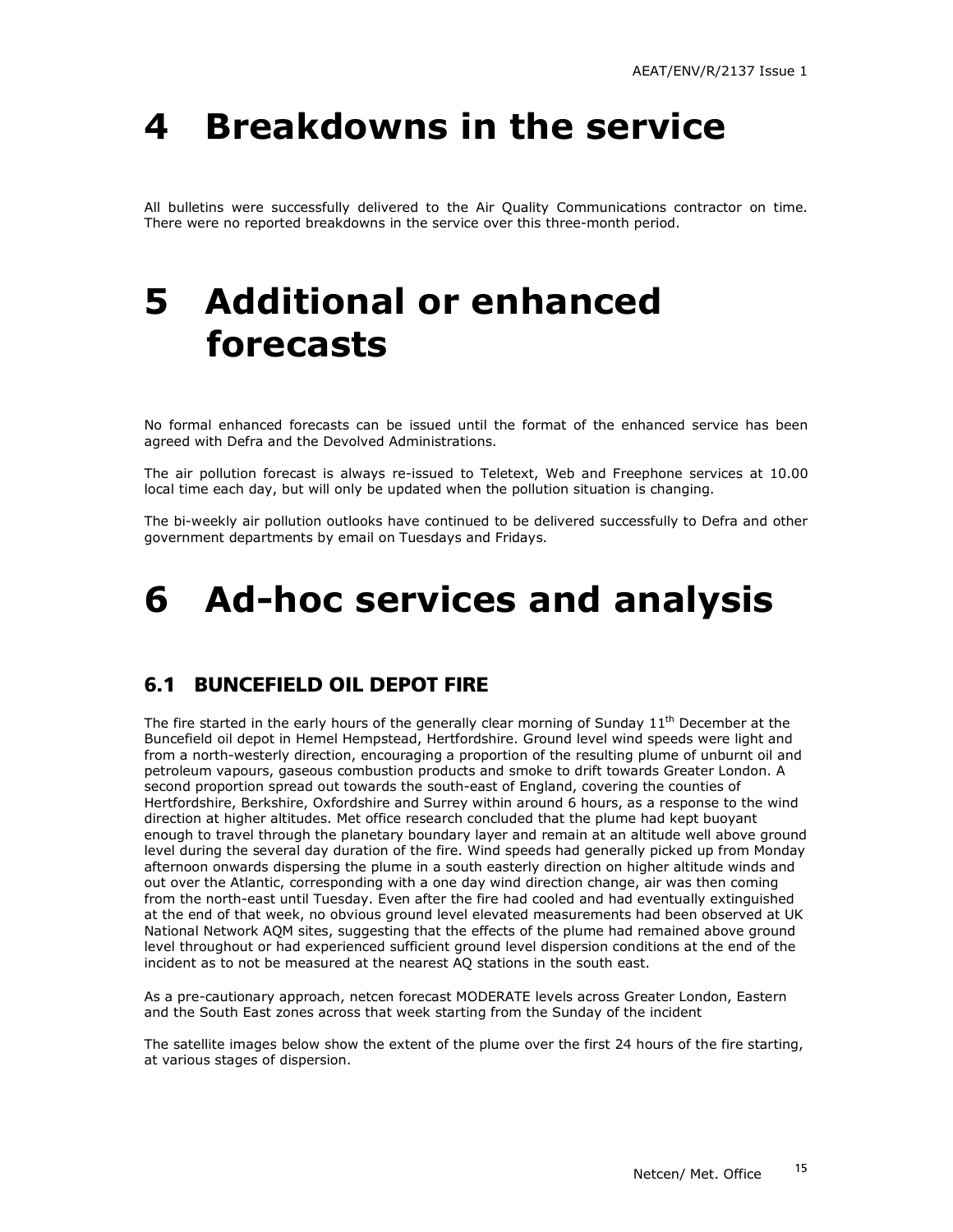# 4 Breakdowns in the service

All bulletins were successfully delivered to the Air Quality Communications contractor on time. There were no reported breakdowns in the service over this three-month period.

# 5 Additional or enhanced forecasts

No formal enhanced forecasts can be issued until the format of the enhanced service has been agreed with Defra and the Devolved Administrations.

The air pollution forecast is always re-issued to Teletext, Web and Freephone services at 10.00 local time each day, but will only be updated when the pollution situation is changing.

The bi-weekly air pollution outlooks have continued to be delivered successfully to Defra and other government departments by email on Tuesdays and Fridays.

# 6 Ad-hoc services and analysis

## 6.1 BUNCEFIELD OIL DEPOT FIRE

The fire started in the early hours of the generally clear morning of Sunday 11th December at the Buncefield oil depot in Hemel Hempstead, Hertfordshire. Ground level wind speeds were light and from a north-westerly direction, encouraging a proportion of the resulting plume of unburnt oil and petroleum vapours, gaseous combustion products and smoke to drift towards Greater London. A second proportion spread out towards the south-east of England, covering the counties of Hertfordshire, Berkshire, Oxfordshire and Surrey within around 6 hours, as a response to the wind direction at higher altitudes. Met office research concluded that the plume had kept buoyant enough to travel through the planetary boundary layer and remain at an altitude well above ground level during the several day duration of the fire. Wind speeds had generally picked up from Monday afternoon onwards dispersing the plume in a south easterly direction on higher altitude winds and out over the Atlantic, corresponding with a one day wind direction change, air was then coming from the north-east until Tuesday. Even after the fire had cooled and had eventually extinguished at the end of that week, no obvious ground level elevated measurements had been observed at UK National Network AQM sites, suggesting that the effects of the plume had remained above ground level throughout or had experienced sufficient ground level dispersion conditions at the end of the incident as to not be measured at the nearest AQ stations in the south east.

As a pre-cautionary approach, netcen forecast MODERATE levels across Greater London, Eastern and the South East zones across that week starting from the Sunday of the incident

The satellite images below show the extent of the plume over the first 24 hours of the fire starting, at various stages of dispersion.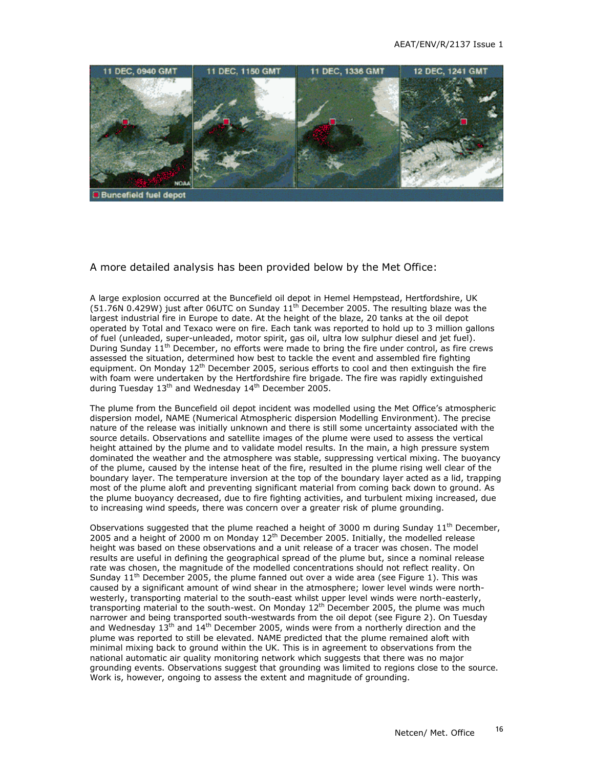A more detailed analysis has been provided below by the Met Office:

A large explosion occurred at the Buncefield oil depot in Hemel Hempstead, Hertfordshire, UK (51.76N 0.429W) just after 06UTC on Sunday 11th December 2005. The resulting blaze was the largest industrial fire in Europe to date. At the height of the blaze, 20 tanks at the oil depot operated by Total and Texaco were on fire. Each tank was reported to hold up to 3 million gallons of fuel (unleaded, super-unleaded, motor spirit, gas oil, ultra low sulphur diesel and jet fuel). During Sunday 11th December, no efforts were made to bring the fire under control, as fire crews assessed the situation, determined how best to tackle the event and assembled fire fighting equipment. On Monday 12th December 2005, serious efforts to cool and then extinguish the fire with foam were undertaken by the Hertfordshire fire brigade. The fire was rapidly extinguished during Tuesday 13th and Wednesday 14th December 2005.

The plume from the Buncefield oil depot incident was modelled using the Met Office's atmospheric dispersion model, NAME (Numerical Atmospheric dispersion Modelling Environment). The precise nature of the release was initially unknown and there is still some uncertainty associated with the source details. Observations and satellite images of the plume were used to assess the vertical height attained by the plume and to validate model results. In the main, a high pressure system dominated the weather and the atmosphere was stable, suppressing vertical mixing. The buoyancy of the plume, caused by the intense heat of the fire, resulted in the plume rising well clear of the boundary layer. The temperature inversion at the top of the boundary layer acted as a lid, trapping most of the plume aloft and preventing significant material from coming back down to ground. As the plume buoyancy decreased, due to fire fighting activities, and turbulent mixing increased, due to increasing wind speeds, there was concern over a greater risk of plume grounding.

Observations suggested that the plume reached a height of 3000 m during Sunday 11th December, 2005 and a height of 2000 m on Monday 12th December 2005. Initially, the modelled release height was based on these observations and a unit release of a tracer was chosen. The model results are useful in defining the geographical spread of the plume but, since a nominal release rate was chosen, the magnitude of the modelled concentrations should not reflect reality. On Sunday 11th December 2005, the plume fanned out over a wide area (see Figure 1). This was caused by a significant amount of wind shear in the atmosphere; lower level winds were north-westerly, transporting material to the south-east whilst upper level winds were north-easterly, transporting material to the south-west. On Monday 12th December 2005, the plume was much narrower and being transported south-westwards from the oil depot (see Figure 2). On Tuesday and Wednesday 13th and 14th December 2005, winds were from a northerly direction and the plume was reported to still be elevated. NAME predicted that the plume remained aloft with minimal mixing back to ground within the UK. This is in agreement to observations from the national automatic air quality monitoring network which suggests that there was no major grounding events. Observations suggest that grounding was limited to regions close to the source. Work is, however, ongoing to assess the extent and magnitude of grounding.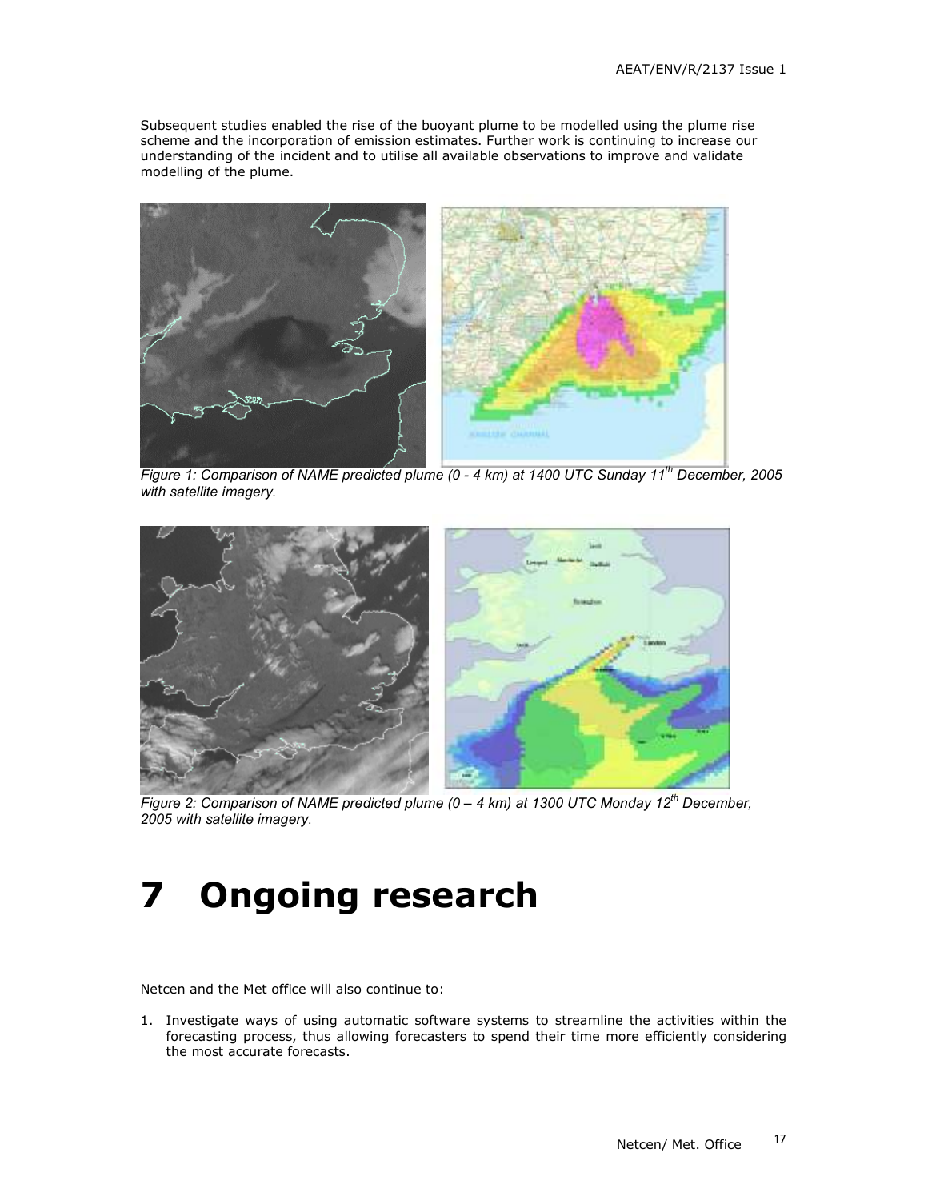Subsequent studies enabled the rise of the buoyant plume to be modelled using the plume rise scheme and the incorporation of emission estimates. Further work is continuing to increase our understanding of the incident and to utilise all available observations to improve and validate modelling of the plume.

*Figure 1: Comparison of NAME predicted plume (0 - 4 km) at 1400 UTC Sunday 11th December, 2005 with satellite imagery.*

*Figure 2: Comparison of NAME predicted plume (0 – 4 km) at 1300 UTC Monday 12th December, 2005 with satellite imagery.*

# 7 Ongoing research

Netcen and the Met office will also continue to:

1. Investigate ways of using automatic software systems to streamline the activities within the forecasting process, thus allowing forecasters to spend their time more efficiently considering the most accurate forecasts.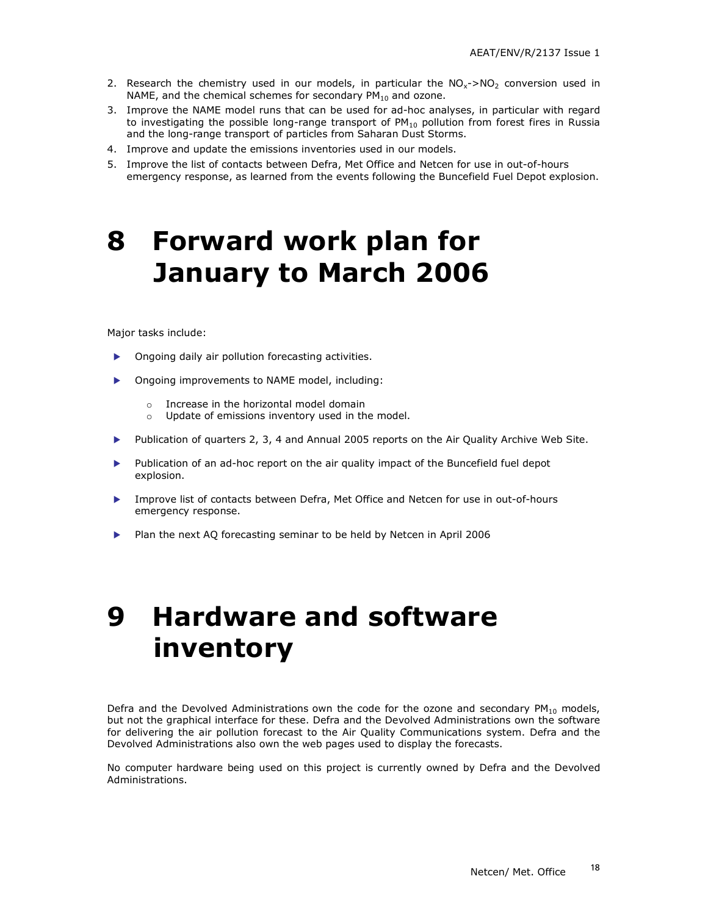2. Research the chemistry used in our models, in particular the $NO_x$->$NO_2$ conversion used in NAME, and the chemical schemes for secondary $PM_{10}$ and ozone.
3. Improve the NAME model runs that can be used for ad-hoc analyses, in particular with regard to investigating the possible long-range transport of $PM_{10}$ pollution from forest fires in Russia and the long-range transport of particles from Saharan Dust Storms.
4. Improve and update the emissions inventories used in our models.
5. Improve the list of contacts between Defra, Met Office and Netcen for use in out-of-hours emergency response, as learned from the events following the Buncefield Fuel Depot explosion.

# 8 Forward work plan for January to March 2006

Major tasks include:

- Ongoing daily air pollution forecasting activities.
- Ongoing improvements to NAME model, including:
  - Increase in the horizontal model domain
  - Update of emissions inventory used in the model.
- Publication of quarters 2, 3, 4 and Annual 2005 reports on the Air Quality Archive Web Site.
- Publication of an ad-hoc report on the air quality impact of the Buncefield fuel depot explosion.
- Improve list of contacts between Defra, Met Office and Netcen for use in out-of-hours emergency response.
- Plan the next AQ forecasting seminar to be held by Netcen in April 2006

# 9 Hardware and software inventory

Defra and the Devolved Administrations own the code for the ozone and secondary $PM_{10}$ models, but not the graphical interface for these. Defra and the Devolved Administrations own the software for delivering the air pollution forecast to the Air Quality Communications system. Defra and the Devolved Administrations also own the web pages used to display the forecasts.

No computer hardware being used on this project is currently owned by Defra and the Devolved Administrations.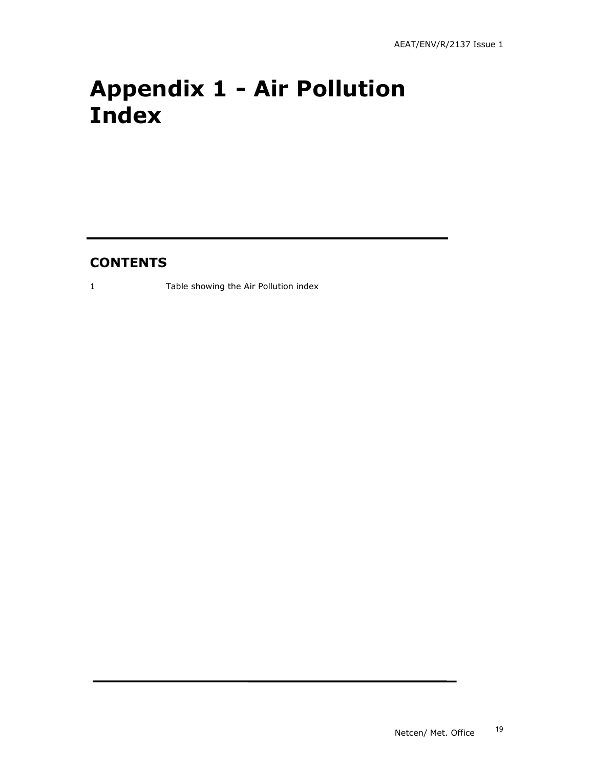# Appendix 1 - Air Pollution Index

## CONTENTS

1 Table showing the Air Pollution index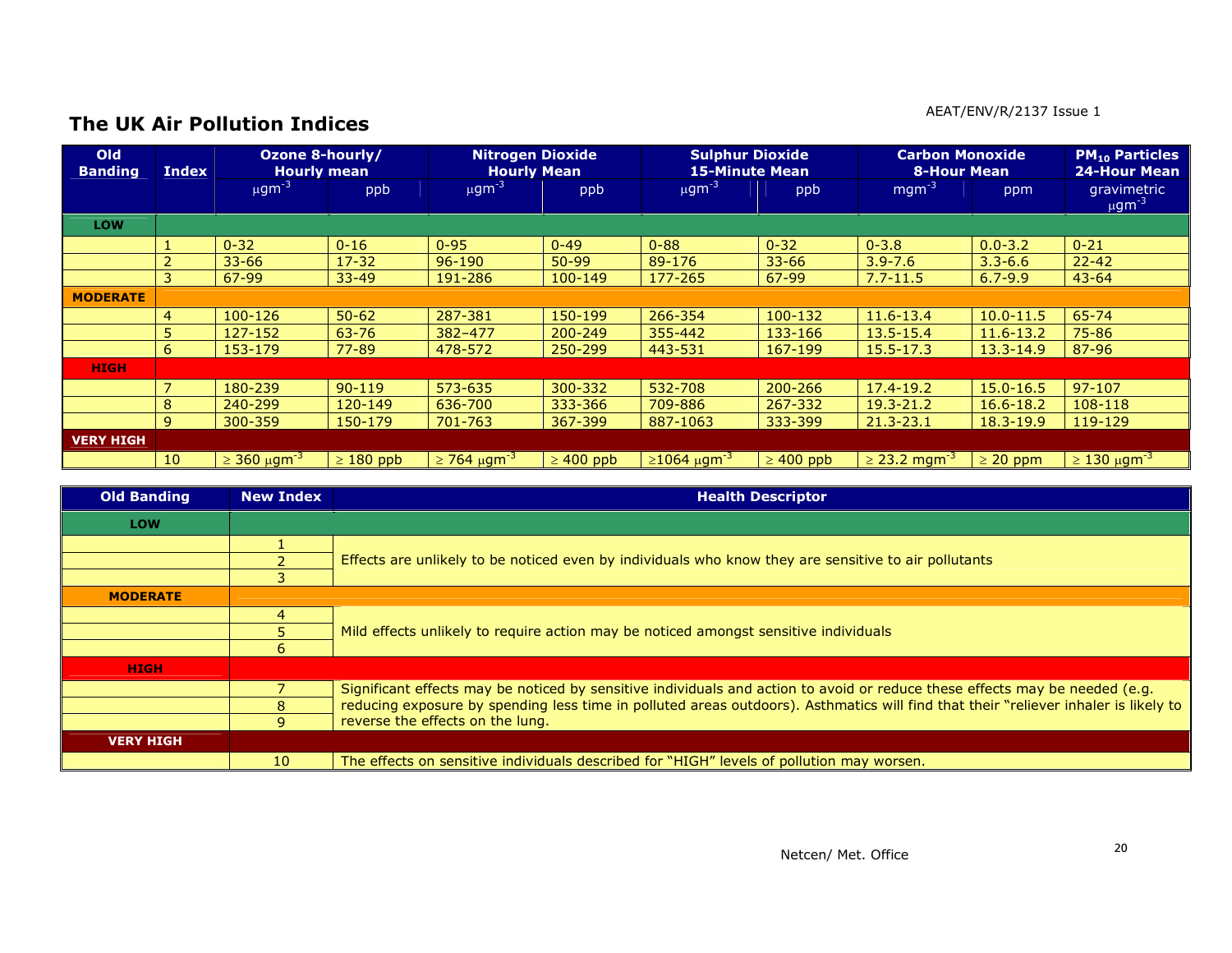## The UK Air Pollution Indices

| Old Banding | Index | Ozone 8-hourly/ Hourly mean | | Nitrogen Dioxide Hourly Mean | | Sulphur Dioxide 15-Minute Mean | | Carbon Monoxide 8-Hour Mean | | $PM_{10}$ Particles 24-Hour Mean |
|---|---|---|---|---|---|---|---|---|---|---|
| | | $\mu gm^{-3}$ | ppb | $\mu gm^{-3}$ | ppb | $\mu gm^{-3}$ | ppb | $mgm^{-3}$ | ppm | gravimetric $\mu gm^{-3}$ |
| **LOW** | | | | | | | | | | |
| | 1 | 0-32 | 0-16 | 0-95 | 0-49 | 0-88 | 0-32 | 0-3.8 | 0.0-3.2 | 0-21 |
| | 2 | 33-66 | 17-32 | 96-190 | 50-99 | 89-176 | 33-66 | 3.9-7.6 | 3.3-6.6 | 22-42 |
| | 3 | 67-99 | 33-49 | 191-286 | 100-149 | 177-265 | 67-99 | 7.7-11.5 | 6.7-9.9 | 43-64 |
| **MODERATE** | | | | | | | | | | |
| | 4 | 100-126 | 50-62 | 287-381 | 150-199 | 266-354 | 100-132 | 11.6-13.4 | 10.0-11.5 | 65-74 |
| | 5 | 127-152 | 63-76 | 382–477 | 200-249 | 355-442 | 133-166 | 13.5-15.4 | 11.6-13.2 | 75-86 |
| | 6 | 153-179 | 77-89 | 478-572 | 250-299 | 443-531 | 167-199 | 15.5-17.3 | 13.3-14.9 | 87-96 |
| **HIGH** | | | | | | | | | | |
| | 7 | 180-239 | 90-119 | 573-635 | 300-332 | 532-708 | 200-266 | 17.4-19.2 | 15.0-16.5 | 97-107 |
| | 8 | 240-299 | 120-149 | 636-700 | 333-366 | 709-886 | 267-332 | 19.3-21.2 | 16.6-18.2 | 108-118 |
| | 9 | 300-359 | 150-179 | 701-763 | 367-399 | 887-1063 | 333-399 | 21.3-23.1 | 18.3-19.9 | 119-129 |
| **VERY HIGH** | | | | | | | | | | |
| | 10 | ≥ 360 $\mu gm^{-3}$ | ≥ 180 ppb | ≥ 764 $\mu gm^{-3}$ | ≥ 400 ppb | ≥1064 $\mu gm^{-3}$ | ≥ 400 ppb | ≥ 23.2 $mgm^{-3}$ | ≥ 20 ppm | ≥ 130 $\mu gm^{-3}$ |

| Old Banding | New Index | Health Descriptor |
|---|---|---|
| **LOW** | | |
| | 1 | Effects are unlikely to be noticed even by individuals who know they are sensitive to air pollutants |
| | 2 | |
| | 3 | |
| **MODERATE** | | |
| | 4 | Mild effects unlikely to require action may be noticed amongst sensitive individuals |
| | 5 | |
| | 6 | |
| **HIGH** | | |
| | 7 | Significant effects may be noticed by sensitive individuals and action to avoid or reduce these effects may be needed (e.g. reducing exposure by spending less time in polluted areas outdoors). Asthmatics will find that their "reliever inhaler is likely to reverse the effects on the lung. |
| | 8 | |
| | 9 | |
| **VERY HIGH** | | |
| | 10 | The effects on sensitive individuals described for "HIGH" levels of pollution may worsen. |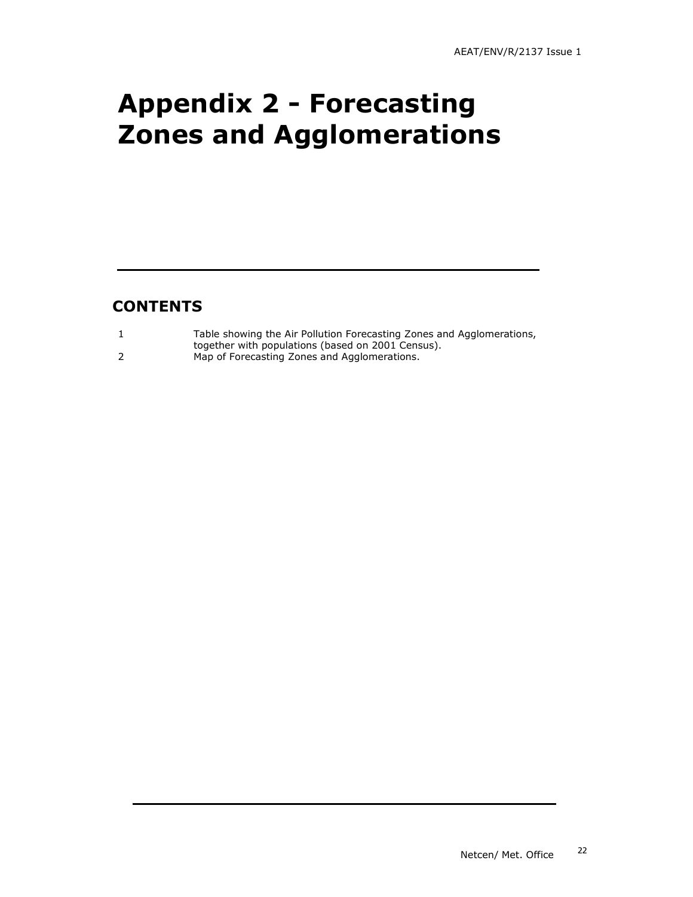# Appendix 2 - Forecasting Zones and Agglomerations

## CONTENTS

| | |
|---|---|
| 1 | Table showing the Air Pollution Forecasting Zones and Agglomerations, together with populations (based on 2001 Census). |
| 2 | Map of Forecasting Zones and Agglomerations. |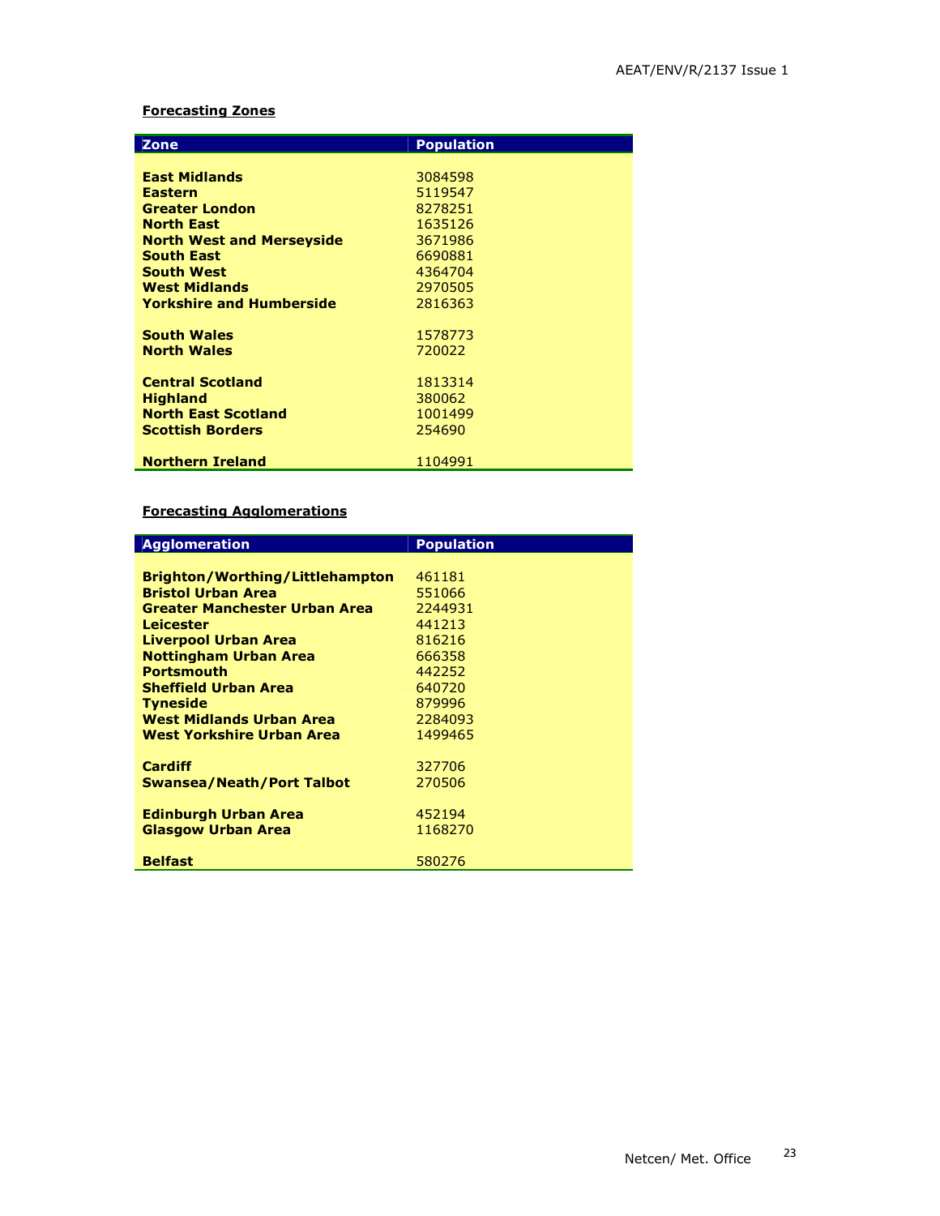**Forecasting Zones**

| Zone | Population |
|---|---|
| **East Midlands** | 3084598 |
| **Eastern** | 5119547 |
| **Greater London** | 8278251 |
| **North East** | 1635126 |
| **North West and Merseyside** | 3671986 |
| **South East** | 6690881 |
| **South West** | 4364704 |
| **West Midlands** | 2970505 |
| **Yorkshire and Humberside** | 2816363 |
| **South Wales** | 1578773 |
| **North Wales** | 720022 |
| **Central Scotland** | 1813314 |
| **Highland** | 380062 |
| **North East Scotland** | 1001499 |
| **Scottish Borders** | 254690 |
| **Northern Ireland** | 1104991 |

**Forecasting Agglomerations**

| Agglomeration | Population |
|---|---|
| **Brighton/Worthing/Littlehampton** | 461181 |
| **Bristol Urban Area** | 551066 |
| **Greater Manchester Urban Area** | 2244931 |
| **Leicester** | 441213 |
| **Liverpool Urban Area** | 816216 |
| **Nottingham Urban Area** | 666358 |
| **Portsmouth** | 442252 |
| **Sheffield Urban Area** | 640720 |
| **Tyneside** | 879996 |
| **West Midlands Urban Area** | 2284093 |
| **West Yorkshire Urban Area** | 1499465 |
| **Cardiff** | 327706 |
| **Swansea/Neath/Port Talbot** | 270506 |
| **Edinburgh Urban Area** | 452194 |
| **Glasgow Urban Area** | 1168270 |
| **Belfast** | 580276 |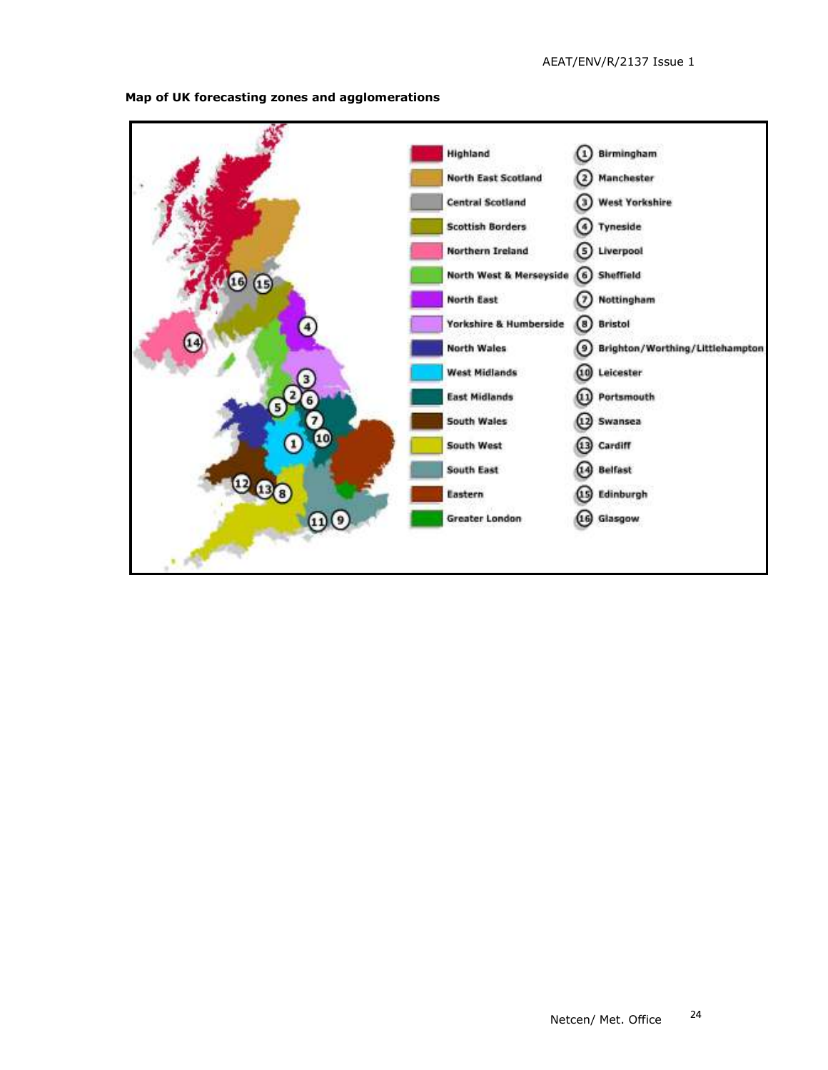**Map of UK forecasting zones and agglomerations**

| Zone | Agglomeration |
| --- | --- |
| Highland | 1 Birmingham |
| North East Scotland | 2 Manchester |
| Central Scotland | 3 West Yorkshire |
| Scottish Borders | 4 Tyneside |
| Northern Ireland | 5 Liverpool |
| North West & Merseyside | 6 Sheffield |
| North East | 7 Nottingham |
| Yorkshire & Humberside | 8 Bristol |
| North Wales | 9 Brighton/Worthing/Littlehampton |
| West Midlands | 10 Leicester |
| East Midlands | 11 Portsmouth |
| South Wales | 12 Swansea |
| South West | 13 Cardiff |
| South East | 14 Belfast |
| Eastern | 15 Edinburgh |
| Greater London | 16 Glasgow |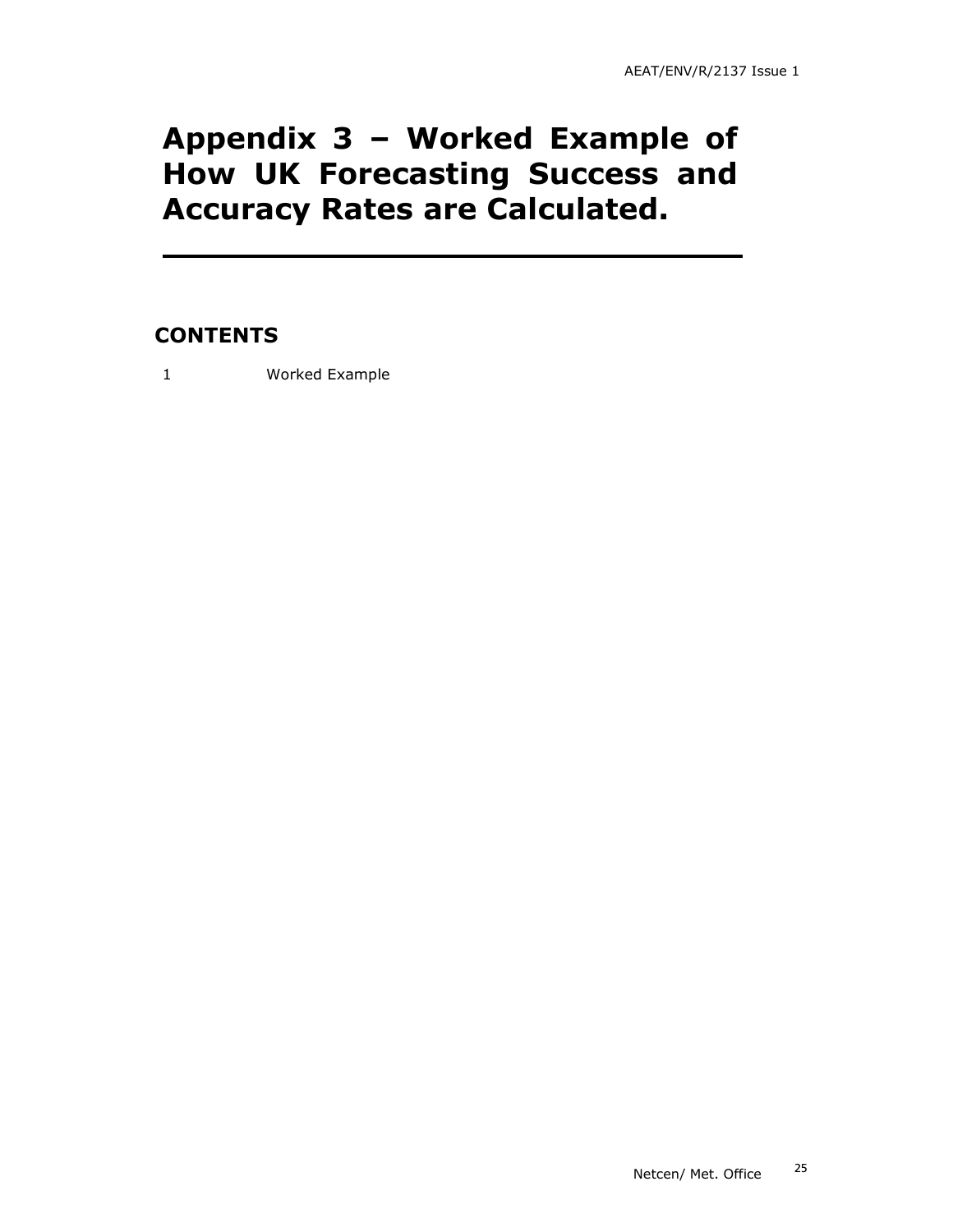# Appendix 3 – Worked Example of How UK Forecasting Success and Accuracy Rates are Calculated.

## CONTENTS

1 Worked Example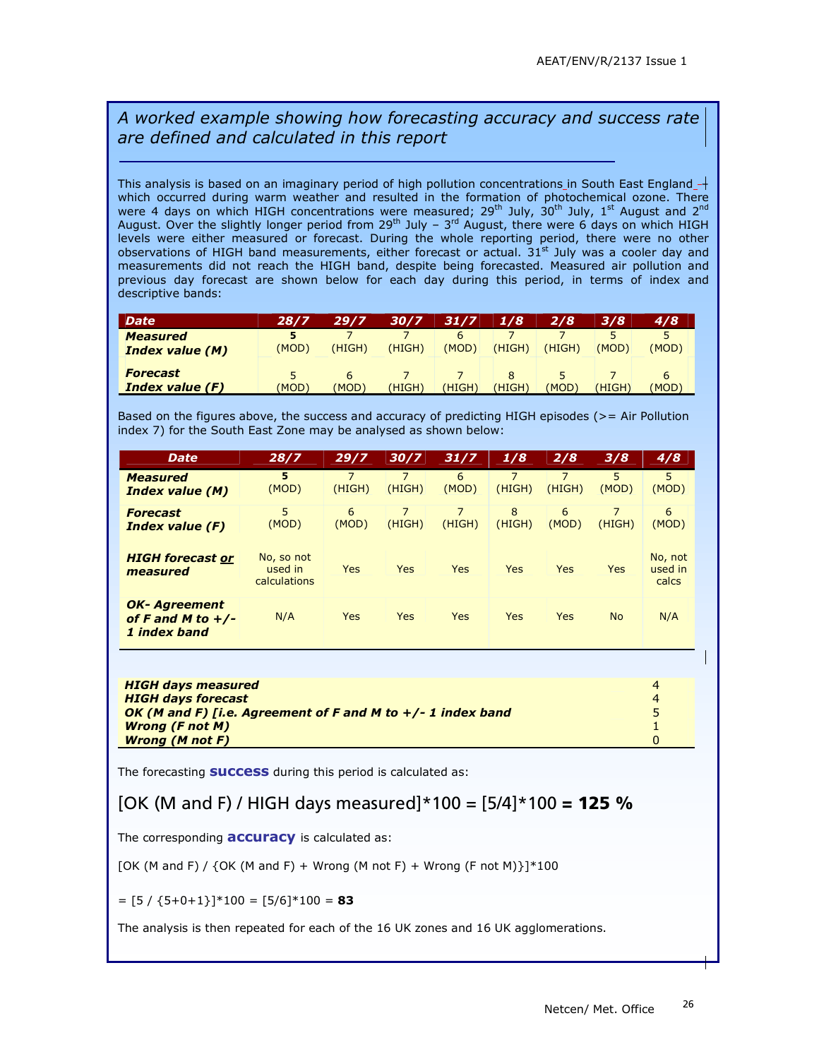*A worked example showing how forecasting accuracy and success rate are defined and calculated in this report*

This analysis is based on an imaginary period of high pollution concentrations in South East England – which occurred during warm weather and resulted in the formation of photochemical ozone. There were 4 days on which HIGH concentrations were measured; 29th July, 30th July, 1st August and 2nd August. Over the slightly longer period from 29th July – 3rd August, there were 6 days on which HIGH levels were either measured or forecast. During the whole reporting period, there were no other observations of HIGH band measurements, either forecast or actual. 31st July was a cooler day and measurements did not reach the HIGH band, despite being forecasted. Measured air pollution and previous day forecast are shown below for each day during this period, in terms of index and descriptive bands:

| *Date* | *28/7* | *29/7* | *30/7* | *31/7* | *1/8* | *2/8* | *3/8* | *4/8* |
|---|---|---|---|---|---|---|---|---|
| ***Measured Index value (M)*** | **5** (MOD) | 7 (HIGH) | 7 (HIGH) | 6 (MOD) | 7 (HIGH) | 7 (HIGH) | 5 (MOD) | 5 (MOD) |
| ***Forecast Index value (F)*** | 5 (MOD) | 6 (MOD) | 7 (HIGH) | 7 (HIGH) | 8 (HIGH) | 5 (MOD) | 7 (HIGH) | 6 (MOD) |

Based on the figures above, the success and accuracy of predicting HIGH episodes (>= Air Pollution index 7) for the South East Zone may be analysed as shown below:

| *Date* | *28/7* | *29/7* | *30/7* | *31/7* | *1/8* | *2/8* | *3/8* | *4/8* |
|---|---|---|---|---|---|---|---|---|
| ***Measured Index value (M)*** | **5** (MOD) | 7 (HIGH) | 7 (HIGH) | 6 (MOD) | 7 (HIGH) | 7 (HIGH) | 5 (MOD) | 5 (MOD) |
| ***Forecast Index value (F)*** | 5 (MOD) | 6 (MOD) | 7 (HIGH) | 7 (HIGH) | 8 (HIGH) | 6 (MOD) | 7 (HIGH) | 6 (MOD) |
| ***HIGH forecast or measured*** | No, so not used in calculations | Yes | Yes | Yes | Yes | Yes | Yes | No, not used in calcs |
| ***OK- Agreement of F and M to +/- 1 index band*** | N/A | Yes | Yes | Yes | Yes | Yes | No | N/A |

| | |
|---|---|
| ***HIGH days measured*** | 4 |
| ***HIGH days forecast*** | 4 |
| ***OK (M and F) [i.e. Agreement of F and M to +/- 1 index band*** | 5 |
| ***Wrong (F not M)*** | 1 |
| ***Wrong (M not F)*** | 0 |

The forecasting **success** during this period is calculated as:

[OK (M and F) / HIGH days measured]*100 = [5/4]*100 **= 125 %**

The corresponding **accuracy** is calculated as:

[OK (M and F) / {OK (M and F) + Wrong (M not F) + Wrong (F not M)}]*100

= [5 / {5+0+1}]*100 = [5/6]*100 = **83**

The analysis is then repeated for each of the 16 UK zones and 16 UK agglomerations.